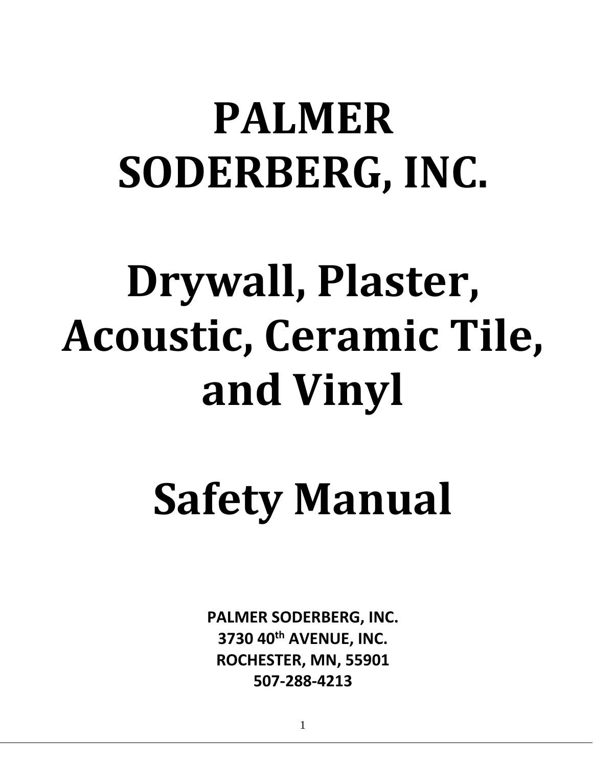# PALMER SODERBERG, INC.

# Drywall, Plaster, Acoustic, Ceramic Tile, and Vinyl

# Safety Manual

**PALMER SODERBERG, INC.**
**3730 40th AVENUE, INC.**
**ROCHESTER, MN, 55901**
**507-288-4213**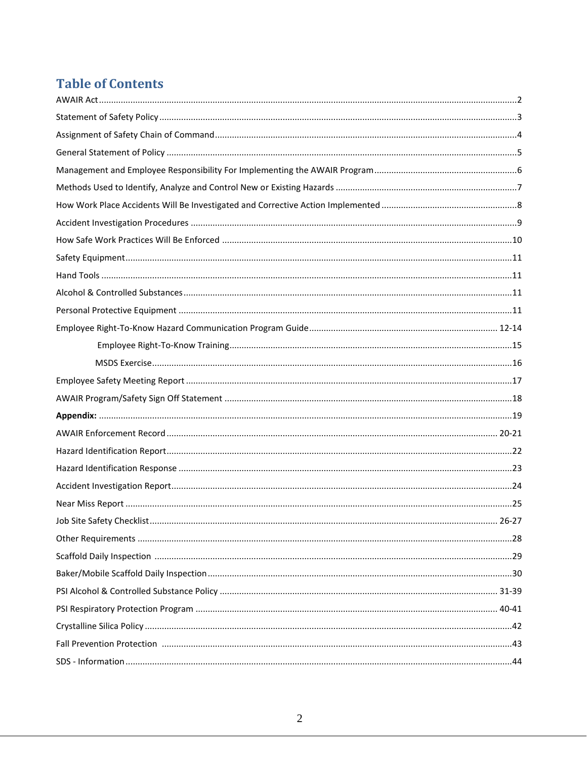# Table of Contents

| | |
|---|---|
| AWAIR Act | 2 |
| Statement of Safety Policy | 3 |
| Assignment of Safety Chain of Command | 4 |
| General Statement of Policy | 5 |
| Management and Employee Responsibility For Implementing the AWAIR Program | 6 |
| Methods Used to Identify, Analyze and Control New or Existing Hazards | 7 |
| How Work Place Accidents Will Be Investigated and Corrective Action Implemented | 8 |
| Accident Investigation Procedures | 9 |
| How Safe Work Practices Will Be Enforced | 10 |
| Safety Equipment | 11 |
| Hand Tools | 11 |
| Alcohol & Controlled Substances | 11 |
| Personal Protective Equipment | 11 |
| Employee Right-To-Know Hazard Communication Program Guide | 12-14 |
| &nbsp;&nbsp;&nbsp;&nbsp;Employee Right-To-Know Training | 15 |
| &nbsp;&nbsp;&nbsp;&nbsp;MSDS Exercise | 16 |
| Employee Safety Meeting Report | 17 |
| AWAIR Program/Safety Sign Off Statement | 18 |
| **Appendix:** | 19 |
| AWAIR Enforcement Record | 20-21 |
| Hazard Identification Report | 22 |
| Hazard Identification Response | 23 |
| Accident Investigation Report | 24 |
| Near Miss Report | 25 |
| Job Site Safety Checklist | 26-27 |
| Other Requirements | 28 |
| Scaffold Daily Inspection | 29 |
| Baker/Mobile Scaffold Daily Inspection | 30 |
| PSI Alcohol & Controlled Substance Policy | 31-39 |
| PSI Respiratory Protection Program | 40-41 |
| Crystalline Silica Policy | 42 |
| Fall Prevention Protection | 43 |
| SDS - Information | 44 |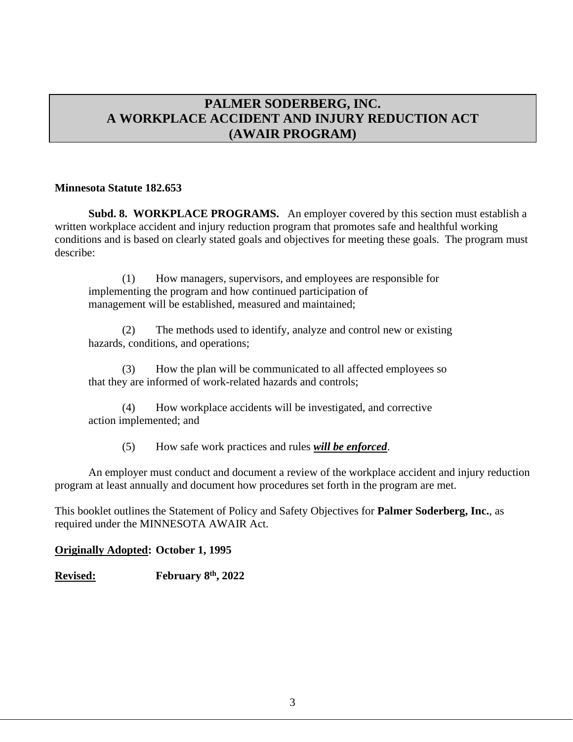# PALMER SODERBERG, INC.
# A WORKPLACE ACCIDENT AND INJURY REDUCTION ACT
# (AWAIR PROGRAM)

**Minnesota Statute 182.653**

**Subd. 8. WORKPLACE PROGRAMS.** An employer covered by this section must establish a written workplace accident and injury reduction program that promotes safe and healthful working conditions and is based on clearly stated goals and objectives for meeting these goals. The program must describe:

(1) How managers, supervisors, and employees are responsible for implementing the program and how continued participation of management will be established, measured and maintained;

(2) The methods used to identify, analyze and control new or existing hazards, conditions, and operations;

(3) How the plan will be communicated to all affected employees so that they are informed of work-related hazards and controls;

(4) How workplace accidents will be investigated, and corrective action implemented; and

(5) How safe work practices and rules ***will be enforced***.

An employer must conduct and document a review of the workplace accident and injury reduction program at least annually and document how procedures set forth in the program are met.

This booklet outlines the Statement of Policy and Safety Objectives for **Palmer Soderberg, Inc.**, as required under the MINNESOTA AWAIR Act.

**Originally Adopted: October 1, 1995**

**Revised: February 8th, 2022**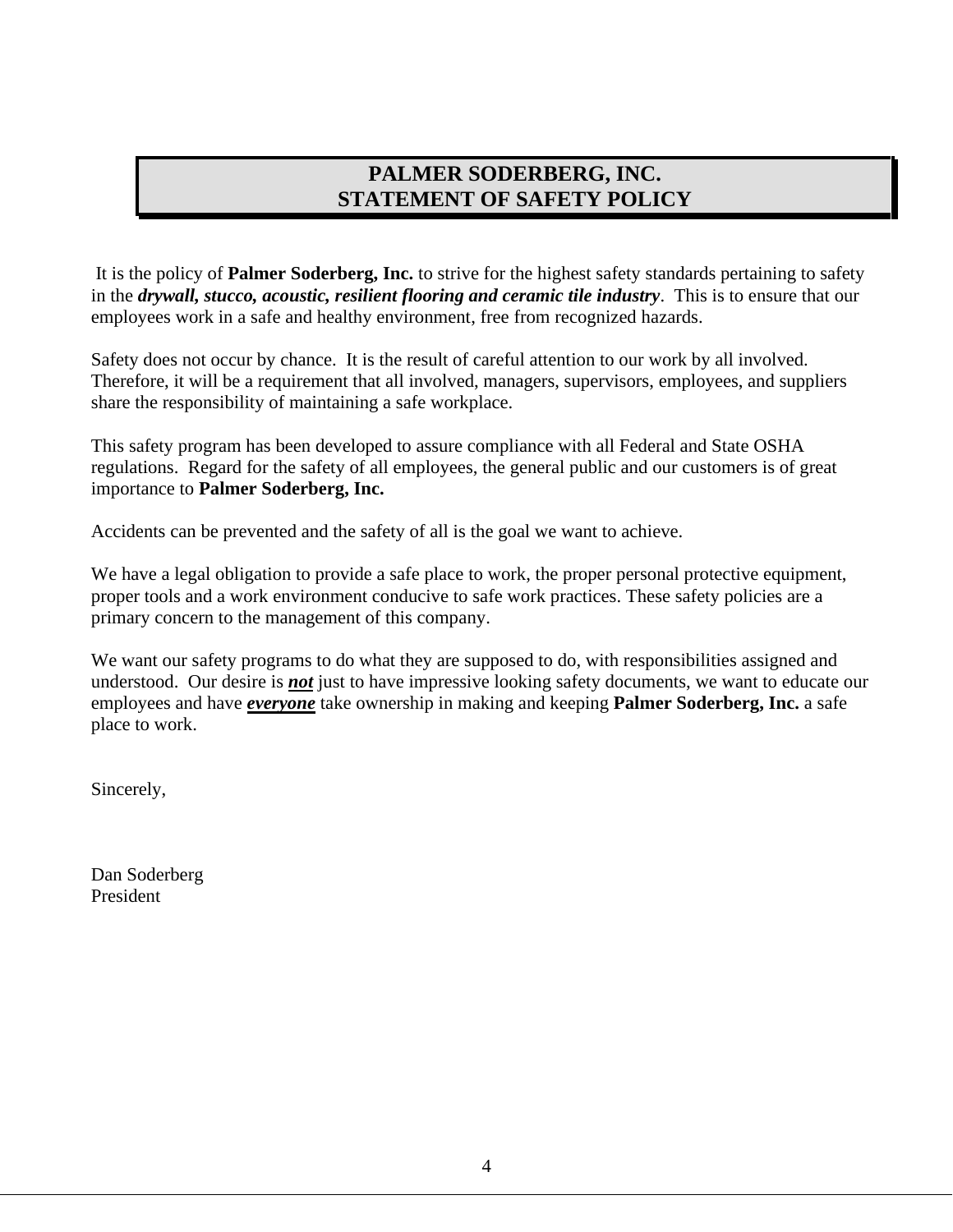# PALMER SODERBERG, INC.
# STATEMENT OF SAFETY POLICY

It is the policy of **Palmer Soderberg, Inc.** to strive for the highest safety standards pertaining to safety in the ***drywall, stucco, acoustic, resilient flooring and ceramic tile industry***. This is to ensure that our employees work in a safe and healthy environment, free from recognized hazards.

Safety does not occur by chance. It is the result of careful attention to our work by all involved. Therefore, it will be a requirement that all involved, managers, supervisors, employees, and suppliers share the responsibility of maintaining a safe workplace.

This safety program has been developed to assure compliance with all Federal and State OSHA regulations. Regard for the safety of all employees, the general public and our customers is of great importance to **Palmer Soderberg, Inc.**

Accidents can be prevented and the safety of all is the goal we want to achieve.

We have a legal obligation to provide a safe place to work, the proper personal protective equipment, proper tools and a work environment conducive to safe work practices. These safety policies are a primary concern to the management of this company.

We want our safety programs to do what they are supposed to do, with responsibilities assigned and understood. Our desire is ***not*** just to have impressive looking safety documents, we want to educate our employees and have ***everyone*** take ownership in making and keeping **Palmer Soderberg, Inc.** a safe place to work.

Sincerely,

Dan Soderberg
President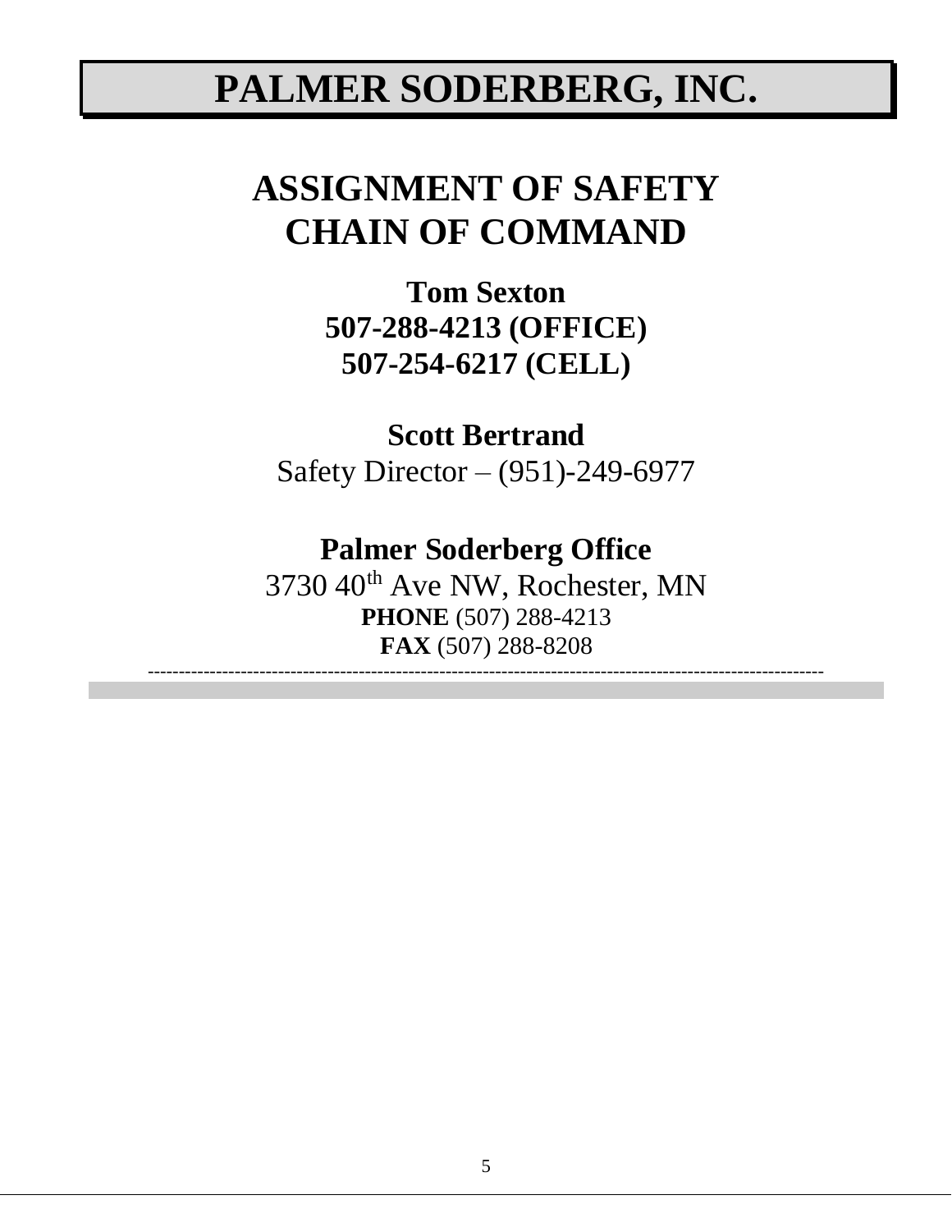# PALMER SODERBERG, INC.

## ASSIGNMENT OF SAFETY CHAIN OF COMMAND

**Tom Sexton**
**507-288-4213 (OFFICE)**
**507-254-6217 (CELL)**

**Scott Bertrand**
Safety Director – (951)-249-6977

**Palmer Soderberg Office**
3730 40th Ave NW, Rochester, MN
**PHONE** (507) 288-4213
**FAX** (507) 288-8208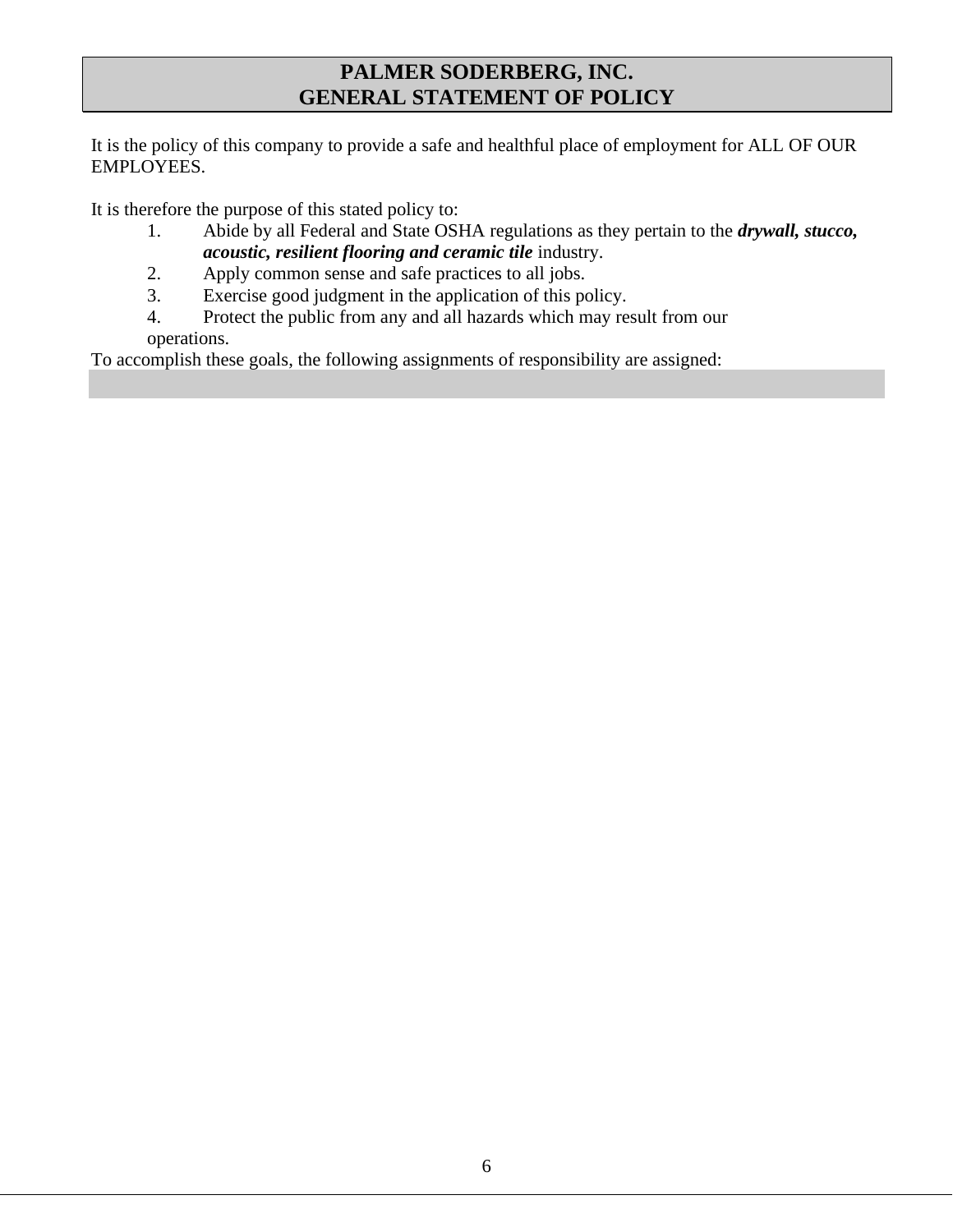# PALMER SODERBERG, INC.
# GENERAL STATEMENT OF POLICY

It is the policy of this company to provide a safe and healthful place of employment for ALL OF OUR EMPLOYEES.

It is therefore the purpose of this stated policy to:

1. Abide by all Federal and State OSHA regulations as they pertain to the ***drywall, stucco, acoustic, resilient flooring and ceramic tile*** industry.
2. Apply common sense and safe practices to all jobs.
3. Exercise good judgment in the application of this policy.
4. Protect the public from any and all hazards which may result from our operations.

To accomplish these goals, the following assignments of responsibility are assigned: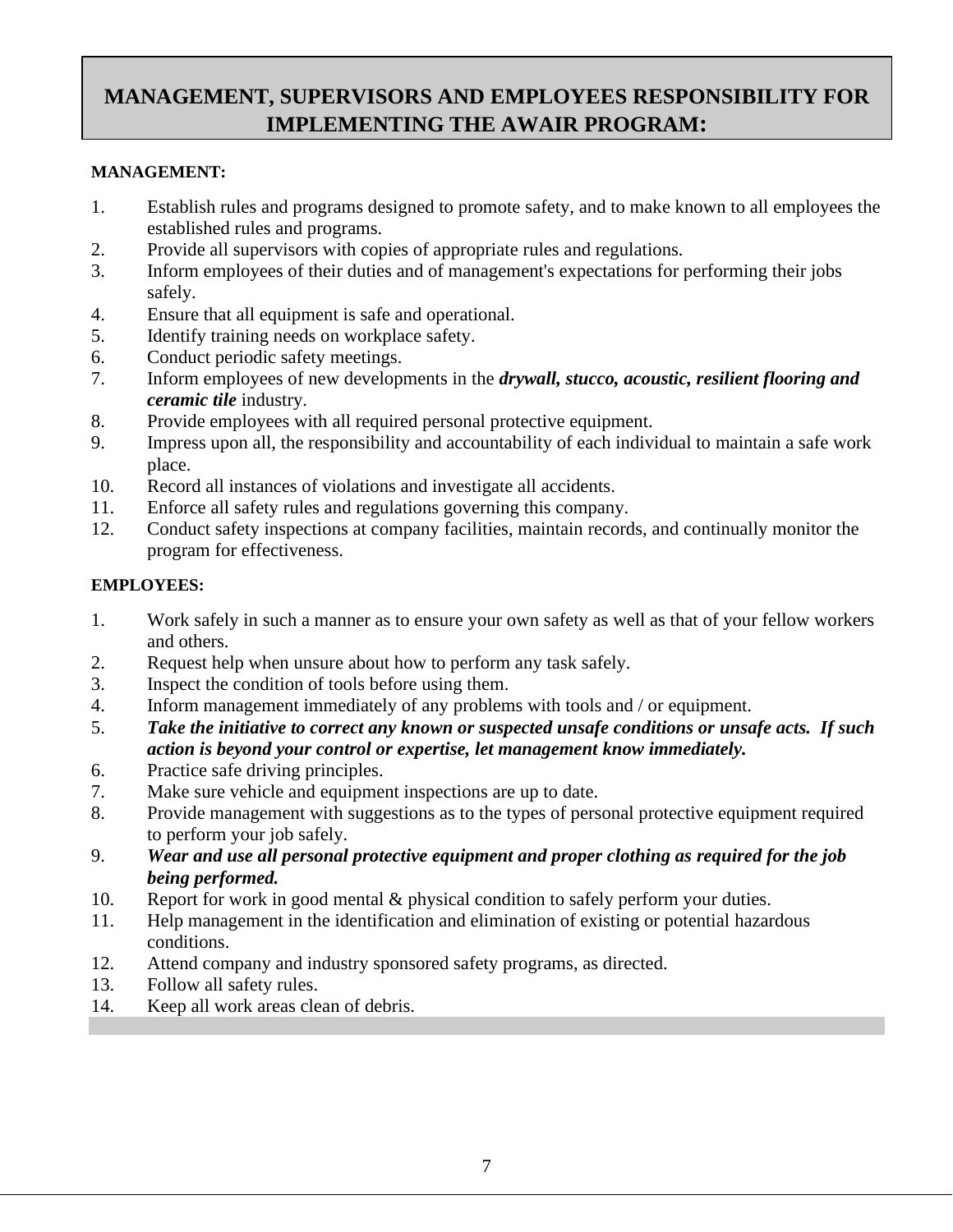# MANAGEMENT, SUPERVISORS AND EMPLOYEES RESPONSIBILITY FOR IMPLEMENTING THE AWAIR PROGRAM:

**MANAGEMENT:**

1. Establish rules and programs designed to promote safety, and to make known to all employees the established rules and programs.
2. Provide all supervisors with copies of appropriate rules and regulations.
3. Inform employees of their duties and of management's expectations for performing their jobs safely.
4. Ensure that all equipment is safe and operational.
5. Identify training needs on workplace safety.
6. Conduct periodic safety meetings.
7. Inform employees of new developments in the ***drywall, stucco, acoustic, resilient flooring and ceramic tile*** industry.
8. Provide employees with all required personal protective equipment.
9. Impress upon all, the responsibility and accountability of each individual to maintain a safe work place.
10. Record all instances of violations and investigate all accidents.
11. Enforce all safety rules and regulations governing this company.
12. Conduct safety inspections at company facilities, maintain records, and continually monitor the program for effectiveness.

**EMPLOYEES:**

1. Work safely in such a manner as to ensure your own safety as well as that of your fellow workers and others.
2. Request help when unsure about how to perform any task safely.
3. Inspect the condition of tools before using them.
4. Inform management immediately of any problems with tools and / or equipment.
5. ***Take the initiative to correct any known or suspected unsafe conditions or unsafe acts. If such action is beyond your control or expertise, let management know immediately.***
6. Practice safe driving principles.
7. Make sure vehicle and equipment inspections are up to date.
8. Provide management with suggestions as to the types of personal protective equipment required to perform your job safely.
9. ***Wear and use all personal protective equipment and proper clothing as required for the job being performed.***
10. Report for work in good mental & physical condition to safely perform your duties.
11. Help management in the identification and elimination of existing or potential hazardous conditions.
12. Attend company and industry sponsored safety programs, as directed.
13. Follow all safety rules.
14. Keep all work areas clean of debris.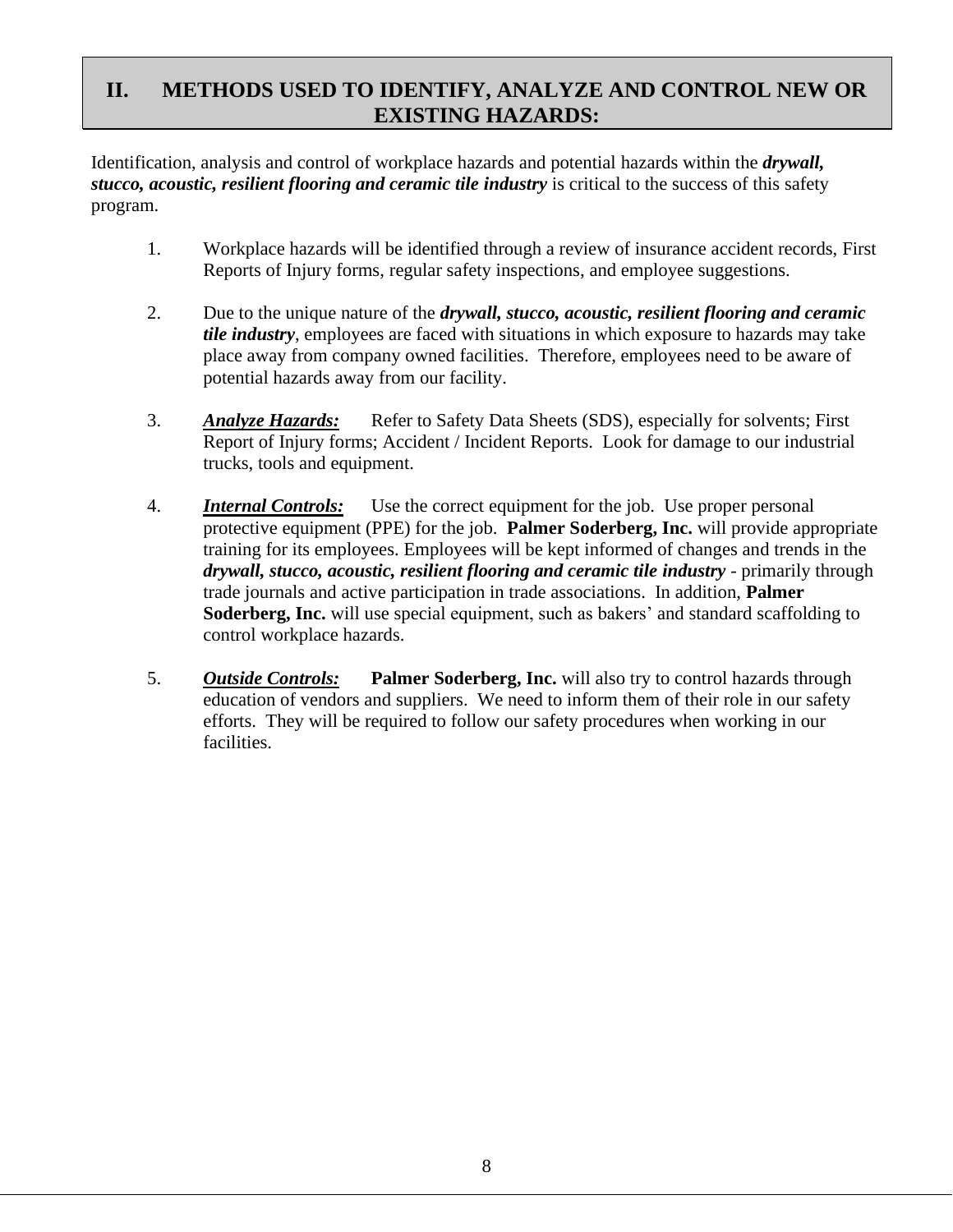## II. METHODS USED TO IDENTIFY, ANALYZE AND CONTROL NEW OR EXISTING HAZARDS:

Identification, analysis and control of workplace hazards and potential hazards within the ***drywall, stucco, acoustic, resilient flooring and ceramic tile industry*** is critical to the success of this safety program.

1. Workplace hazards will be identified through a review of insurance accident records, First Reports of Injury forms, regular safety inspections, and employee suggestions.

2. Due to the unique nature of the ***drywall, stucco, acoustic, resilient flooring and ceramic tile industry***, employees are faced with situations in which exposure to hazards may take place away from company owned facilities. Therefore, employees need to be aware of potential hazards away from our facility.

3. ***Analyze Hazards:*** Refer to Safety Data Sheets (SDS), especially for solvents; First Report of Injury forms; Accident / Incident Reports. Look for damage to our industrial trucks, tools and equipment.

4. ***Internal Controls:*** Use the correct equipment for the job. Use proper personal protective equipment (PPE) for the job. **Palmer Soderberg, Inc.** will provide appropriate training for its employees. Employees will be kept informed of changes and trends in the ***drywall, stucco, acoustic, resilient flooring and ceramic tile industry*** - primarily through trade journals and active participation in trade associations. In addition, **Palmer Soderberg, Inc.** will use special equipment, such as bakers' and standard scaffolding to control workplace hazards.

5. ***Outside Controls:*** **Palmer Soderberg, Inc.** will also try to control hazards through education of vendors and suppliers. We need to inform them of their role in our safety efforts. They will be required to follow our safety procedures when working in our facilities.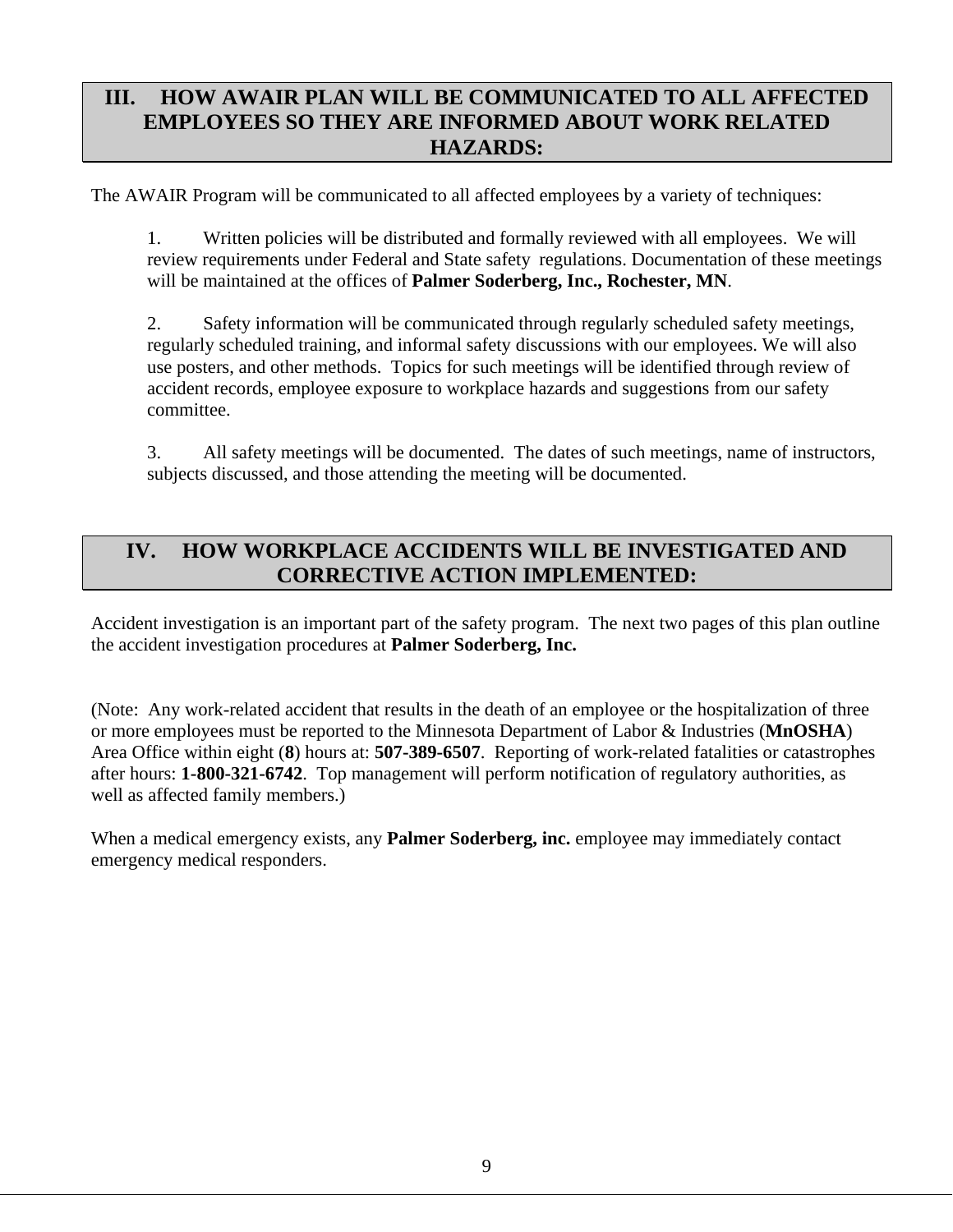## III. HOW AWAIR PLAN WILL BE COMMUNICATED TO ALL AFFECTED EMPLOYEES SO THEY ARE INFORMED ABOUT WORK RELATED HAZARDS:

The AWAIR Program will be communicated to all affected employees by a variety of techniques:

1. Written policies will be distributed and formally reviewed with all employees. We will review requirements under Federal and State safety regulations. Documentation of these meetings will be maintained at the offices of **Palmer Soderberg, Inc., Rochester, MN**.

2. Safety information will be communicated through regularly scheduled safety meetings, regularly scheduled training, and informal safety discussions with our employees. We will also use posters, and other methods. Topics for such meetings will be identified through review of accident records, employee exposure to workplace hazards and suggestions from our safety committee.

3. All safety meetings will be documented. The dates of such meetings, name of instructors, subjects discussed, and those attending the meeting will be documented.

## IV. HOW WORKPLACE ACCIDENTS WILL BE INVESTIGATED AND CORRECTIVE ACTION IMPLEMENTED:

Accident investigation is an important part of the safety program. The next two pages of this plan outline the accident investigation procedures at **Palmer Soderberg, Inc.**

(Note: Any work-related accident that results in the death of an employee or the hospitalization of three or more employees must be reported to the Minnesota Department of Labor & Industries (**MnOSHA**) Area Office within eight (**8**) hours at: **507-389-6507**. Reporting of work-related fatalities or catastrophes after hours: **1-800-321-6742**. Top management will perform notification of regulatory authorities, as well as affected family members.)

When a medical emergency exists, any **Palmer Soderberg, inc.** employee may immediately contact emergency medical responders.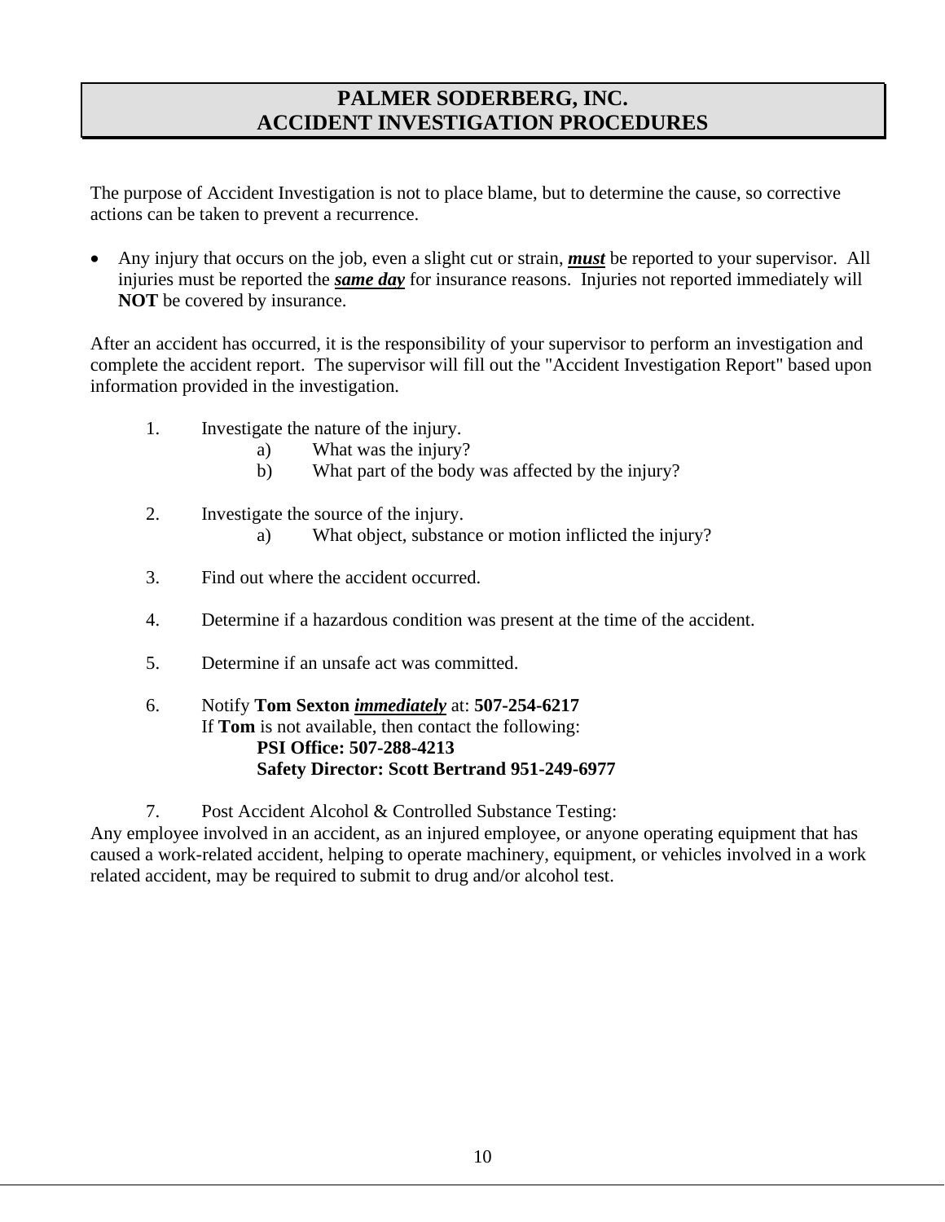# PALMER SODERBERG, INC.
# ACCIDENT INVESTIGATION PROCEDURES

The purpose of Accident Investigation is not to place blame, but to determine the cause, so corrective actions can be taken to prevent a recurrence.

- Any injury that occurs on the job, even a slight cut or strain, <u>***must***</u> be reported to your supervisor. All injuries must be reported the <u>***same day***</u> for insurance reasons. Injuries not reported immediately will **NOT** be covered by insurance.

After an accident has occurred, it is the responsibility of your supervisor to perform an investigation and complete the accident report. The supervisor will fill out the "Accident Investigation Report" based upon information provided in the investigation.

1. Investigate the nature of the injury.
   - a) What was the injury?
   - b) What part of the body was affected by the injury?

2. Investigate the source of the injury.
   - a) What object, substance or motion inflicted the injury?

3. Find out where the accident occurred.

4. Determine if a hazardous condition was present at the time of the accident.

5. Determine if an unsafe act was committed.

6. Notify **Tom Sexton** <u>***immediately***</u> at: **507-254-6217**
   If **Tom** is not available, then contact the following:
   **PSI Office: 507-288-4213**
   **Safety Director: Scott Bertrand 951-249-6977**

7. Post Accident Alcohol & Controlled Substance Testing:

Any employee involved in an accident, as an injured employee, or anyone operating equipment that has caused a work-related accident, helping to operate machinery, equipment, or vehicles involved in a work related accident, may be required to submit to drug and/or alcohol test.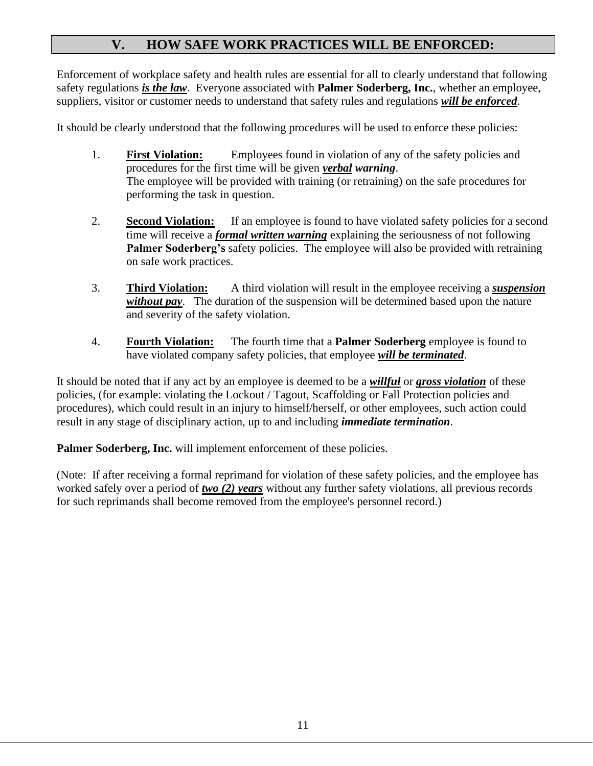## V. HOW SAFE WORK PRACTICES WILL BE ENFORCED:

Enforcement of workplace safety and health rules are essential for all to clearly understand that following safety regulations ***is the law***. Everyone associated with **Palmer Soderberg, Inc.**, whether an employee, suppliers, visitor or customer needs to understand that safety rules and regulations ***will be enforced***.

It should be clearly understood that the following procedures will be used to enforce these policies:

1. **First Violation:** Employees found in violation of any of the safety policies and procedures for the first time will be given ***verbal warning***.
   The employee will be provided with training (or retraining) on the safe procedures for performing the task in question.

2. **Second Violation:** If an employee is found to have violated safety policies for a second time will receive a ***formal written warning*** explaining the seriousness of not following **Palmer Soderberg's** safety policies. The employee will also be provided with retraining on safe work practices.

3. **Third Violation:** A third violation will result in the employee receiving a ***suspension without pay***. The duration of the suspension will be determined based upon the nature and severity of the safety violation.

4. **Fourth Violation:** The fourth time that a **Palmer Soderberg** employee is found to have violated company safety policies, that employee ***will be terminated***.

It should be noted that if any act by an employee is deemed to be a ***willful*** or ***gross violation*** of these policies, (for example: violating the Lockout / Tagout, Scaffolding or Fall Protection policies and procedures), which could result in an injury to himself/herself, or other employees, such action could result in any stage of disciplinary action, up to and including ***immediate termination***.

**Palmer Soderberg, Inc.** will implement enforcement of these policies.

(Note: If after receiving a formal reprimand for violation of these safety policies, and the employee has worked safely over a period of ***two (2) years*** without any further safety violations, all previous records for such reprimands shall become removed from the employee's personnel record.)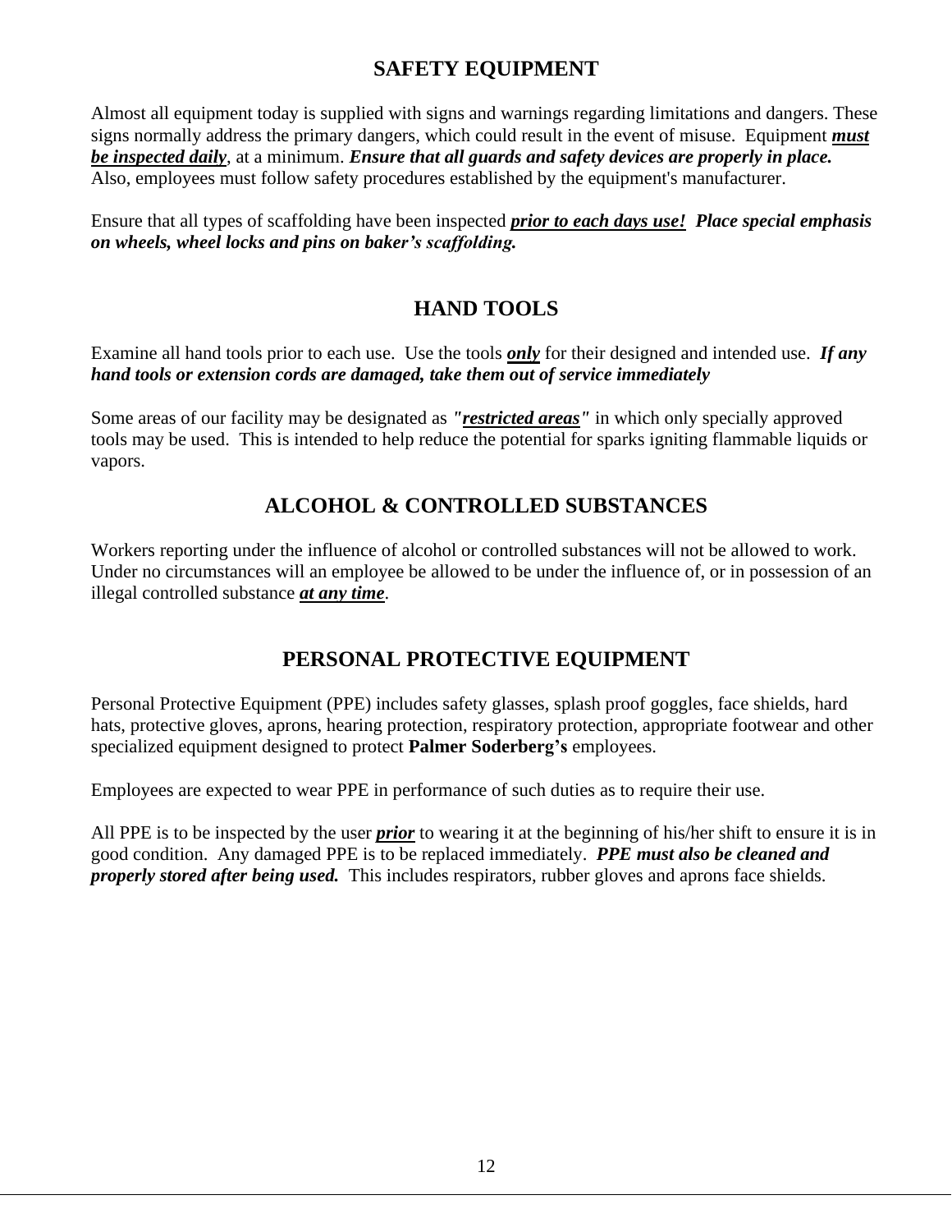## SAFETY EQUIPMENT

Almost all equipment today is supplied with signs and warnings regarding limitations and dangers. These signs normally address the primary dangers, which could result in the event of misuse. Equipment ***must be inspected daily***, at a minimum. ***Ensure that all guards and safety devices are properly in place.*** Also, employees must follow safety procedures established by the equipment's manufacturer.

Ensure that all types of scaffolding have been inspected ***prior to each days use!*** ***Place special emphasis on wheels, wheel locks and pins on baker's scaffolding.***

## HAND TOOLS

Examine all hand tools prior to each use. Use the tools ***only*** for their designed and intended use. ***If any hand tools or extension cords are damaged, take them out of service immediately***

Some areas of our facility may be designated as ***"restricted areas"*** in which only specially approved tools may be used. This is intended to help reduce the potential for sparks igniting flammable liquids or vapors.

## ALCOHOL & CONTROLLED SUBSTANCES

Workers reporting under the influence of alcohol or controlled substances will not be allowed to work. Under no circumstances will an employee be allowed to be under the influence of, or in possession of an illegal controlled substance ***at any time***.

## PERSONAL PROTECTIVE EQUIPMENT

Personal Protective Equipment (PPE) includes safety glasses, splash proof goggles, face shields, hard hats, protective gloves, aprons, hearing protection, respiratory protection, appropriate footwear and other specialized equipment designed to protect **Palmer Soderberg's** employees.

Employees are expected to wear PPE in performance of such duties as to require their use.

All PPE is to be inspected by the user ***prior*** to wearing it at the beginning of his/her shift to ensure it is in good condition. Any damaged PPE is to be replaced immediately. ***PPE must also be cleaned and properly stored after being used.*** This includes respirators, rubber gloves and aprons face shields.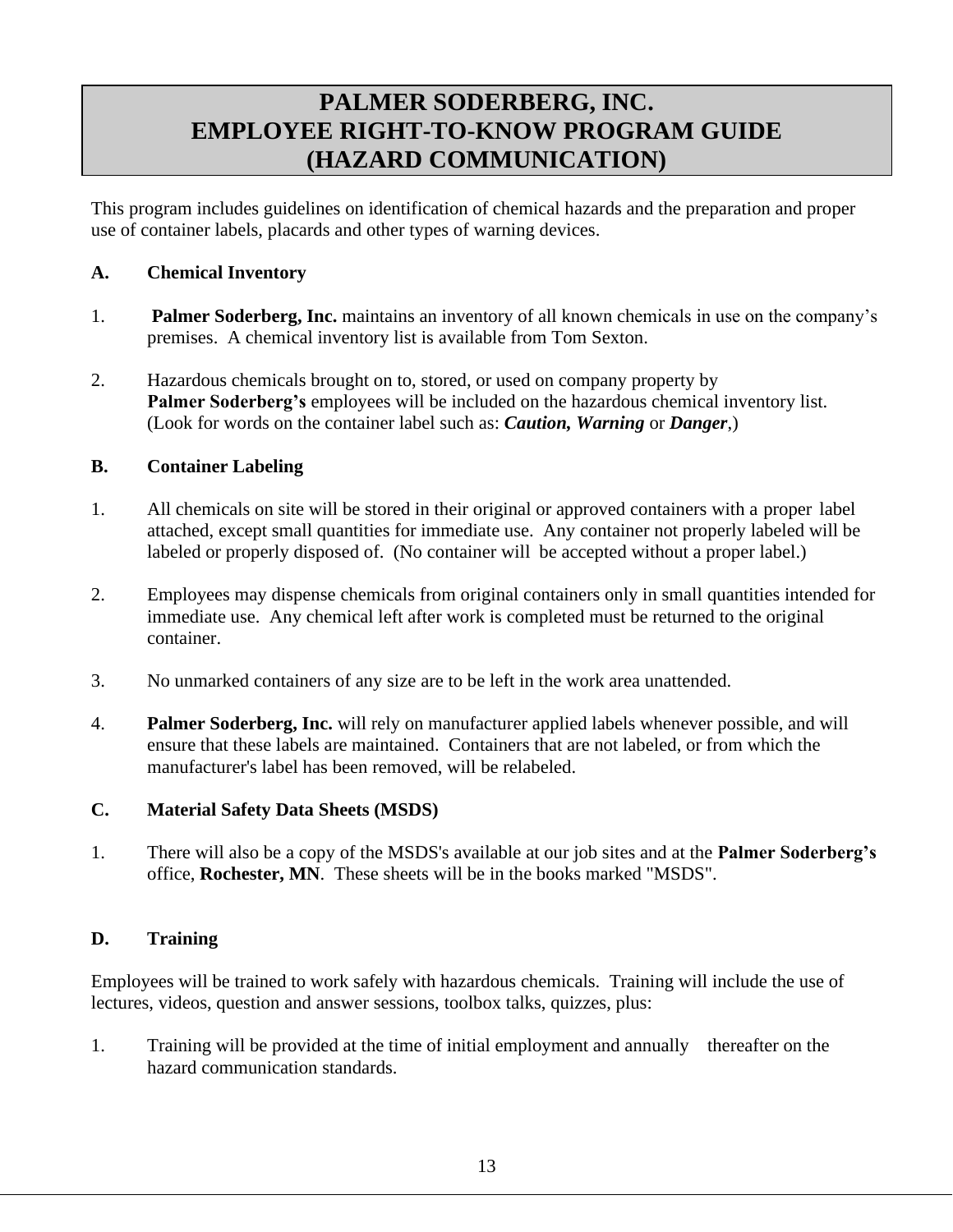# PALMER SODERBERG, INC.
# EMPLOYEE RIGHT-TO-KNOW PROGRAM GUIDE
# (HAZARD COMMUNICATION)

This program includes guidelines on identification of chemical hazards and the preparation and proper use of container labels, placards and other types of warning devices.

## A. Chemical Inventory

1. **Palmer Soderberg, Inc.** maintains an inventory of all known chemicals in use on the company's premises. A chemical inventory list is available from Tom Sexton.

2. Hazardous chemicals brought on to, stored, or used on company property by **Palmer Soderberg's** employees will be included on the hazardous chemical inventory list. (Look for words on the container label such as: ***Caution, Warning*** or ***Danger***,)

## B. Container Labeling

1. All chemicals on site will be stored in their original or approved containers with a proper label attached, except small quantities for immediate use. Any container not properly labeled will be labeled or properly disposed of. (No container will be accepted without a proper label.)

2. Employees may dispense chemicals from original containers only in small quantities intended for immediate use. Any chemical left after work is completed must be returned to the original container.

3. No unmarked containers of any size are to be left in the work area unattended.

4. **Palmer Soderberg, Inc.** will rely on manufacturer applied labels whenever possible, and will ensure that these labels are maintained. Containers that are not labeled, or from which the manufacturer's label has been removed, will be relabeled.

## C. Material Safety Data Sheets (MSDS)

1. There will also be a copy of the MSDS's available at our job sites and at the **Palmer Soderberg's** office, **Rochester, MN**. These sheets will be in the books marked "MSDS".

## D. Training

Employees will be trained to work safely with hazardous chemicals. Training will include the use of lectures, videos, question and answer sessions, toolbox talks, quizzes, plus:

1. Training will be provided at the time of initial employment and annually thereafter on the hazard communication standards.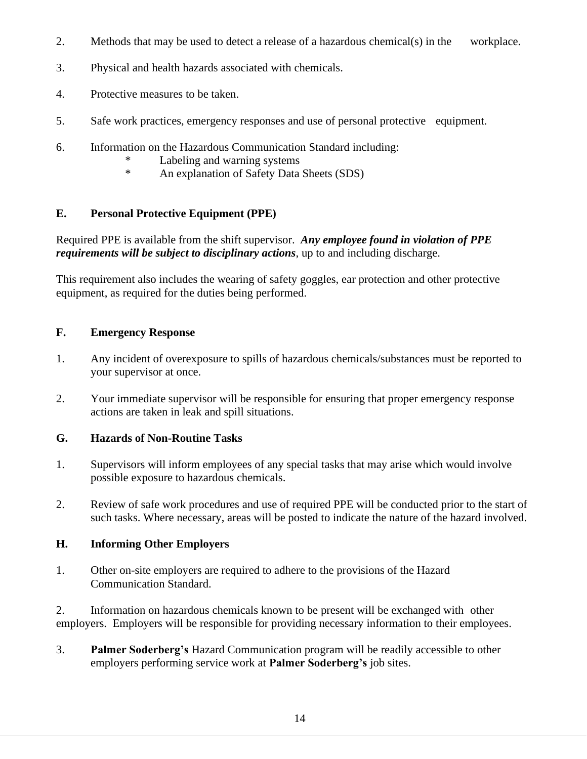2. Methods that may be used to detect a release of a hazardous chemical(s) in the workplace.

3. Physical and health hazards associated with chemicals.

4. Protective measures to be taken.

5. Safe work practices, emergency responses and use of personal protective equipment.

6. Information on the Hazardous Communication Standard including:
    * Labeling and warning systems
    * An explanation of Safety Data Sheets (SDS)

## E. Personal Protective Equipment (PPE)

Required PPE is available from the shift supervisor. ***Any employee found in violation of PPE requirements will be subject to disciplinary actions***, up to and including discharge.

This requirement also includes the wearing of safety goggles, ear protection and other protective equipment, as required for the duties being performed.

## F. Emergency Response

1. Any incident of overexposure to spills of hazardous chemicals/substances must be reported to your supervisor at once.

2. Your immediate supervisor will be responsible for ensuring that proper emergency response actions are taken in leak and spill situations.

## G. Hazards of Non-Routine Tasks

1. Supervisors will inform employees of any special tasks that may arise which would involve possible exposure to hazardous chemicals.

2. Review of safe work procedures and use of required PPE will be conducted prior to the start of such tasks. Where necessary, areas will be posted to indicate the nature of the hazard involved.

## H. Informing Other Employers

1. Other on-site employers are required to adhere to the provisions of the Hazard Communication Standard.

2. Information on hazardous chemicals known to be present will be exchanged with other employers. Employers will be responsible for providing necessary information to their employees.

3. **Palmer Soderberg's** Hazard Communication program will be readily accessible to other employers performing service work at **Palmer Soderberg's** job sites.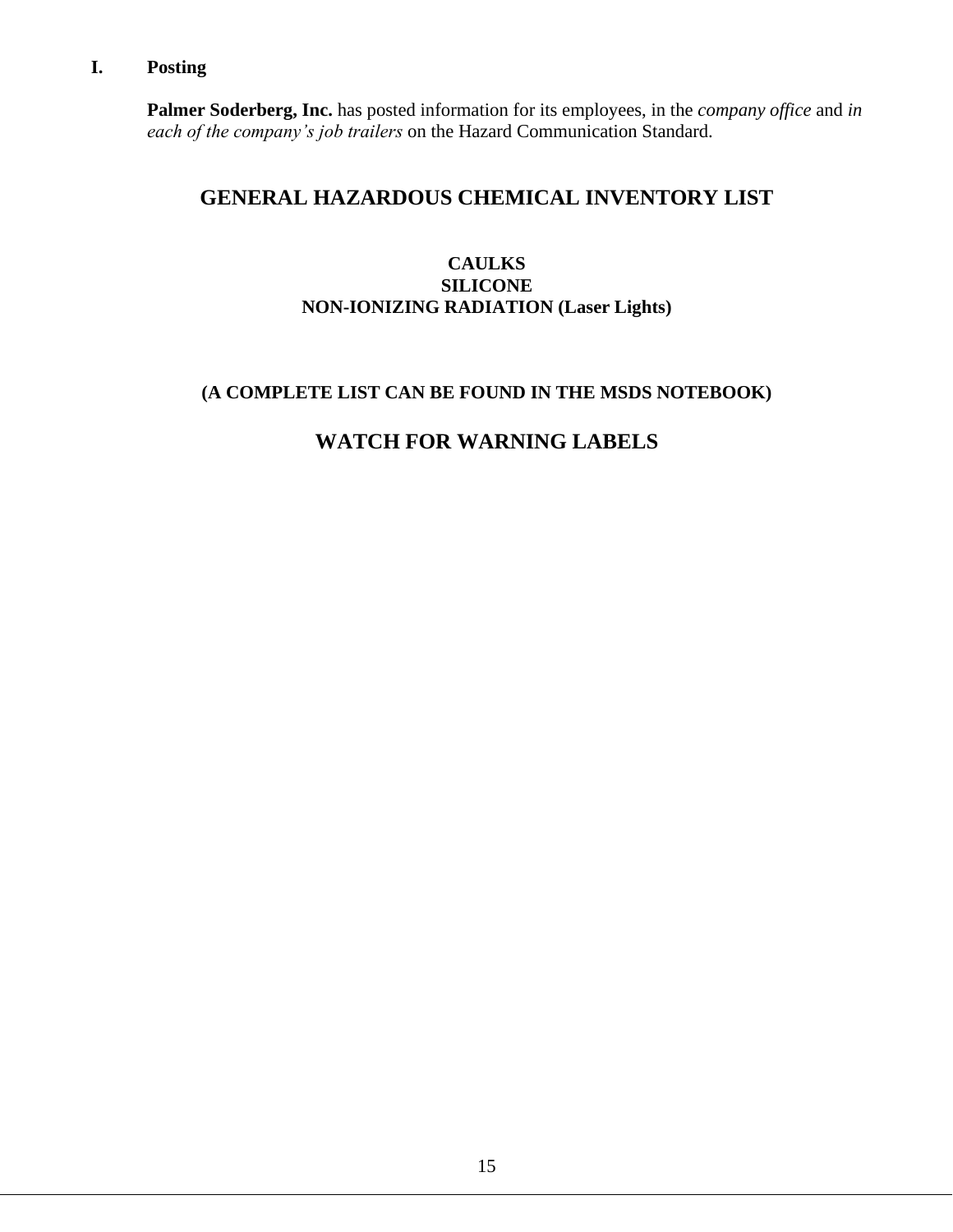## I. Posting

**Palmer Soderberg, Inc.** has posted information for its employees, in the *company office* and *in each of the company's job trailers* on the Hazard Communication Standard.

# GENERAL HAZARDOUS CHEMICAL INVENTORY LIST

**CAULKS**
**SILICONE**
**NON-IONIZING RADIATION (Laser Lights)**

**(A COMPLETE LIST CAN BE FOUND IN THE MSDS NOTEBOOK)**

## WATCH FOR WARNING LABELS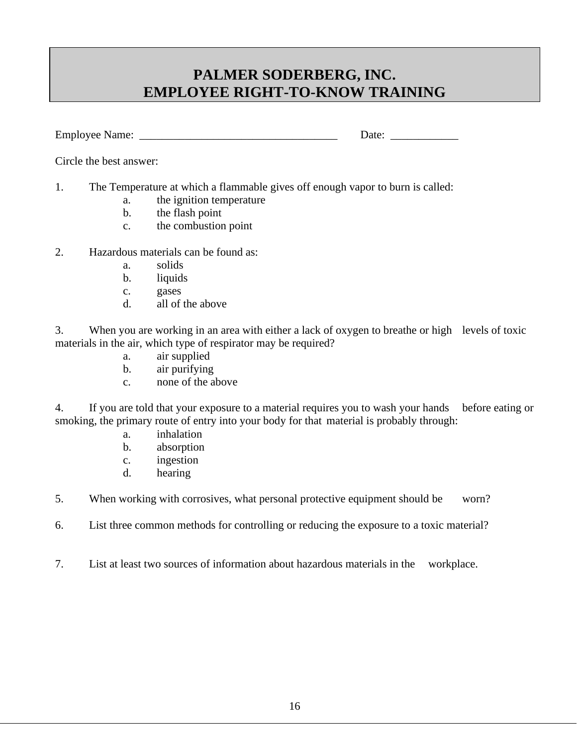# PALMER SODERBERG, INC.
# EMPLOYEE RIGHT-TO-KNOW TRAINING

Employee Name: ___________________________________ Date: ____________

Circle the best answer:

1. The Temperature at which a flammable gives off enough vapor to burn is called:
   - a. the ignition temperature
   - b. the flash point
   - c. the combustion point

2. Hazardous materials can be found as:
   - a. solids
   - b. liquids
   - c. gases
   - d. all of the above

3. When you are working in an area with either a lack of oxygen to breathe or high levels of toxic materials in the air, which type of respirator may be required?
   - a. air supplied
   - b. air purifying
   - c. none of the above

4. If you are told that your exposure to a material requires you to wash your hands before eating or smoking, the primary route of entry into your body for that material is probably through:
   - a. inhalation
   - b. absorption
   - c. ingestion
   - d. hearing

5. When working with corrosives, what personal protective equipment should be worn?

6. List three common methods for controlling or reducing the exposure to a toxic material?

7. List at least two sources of information about hazardous materials in the workplace.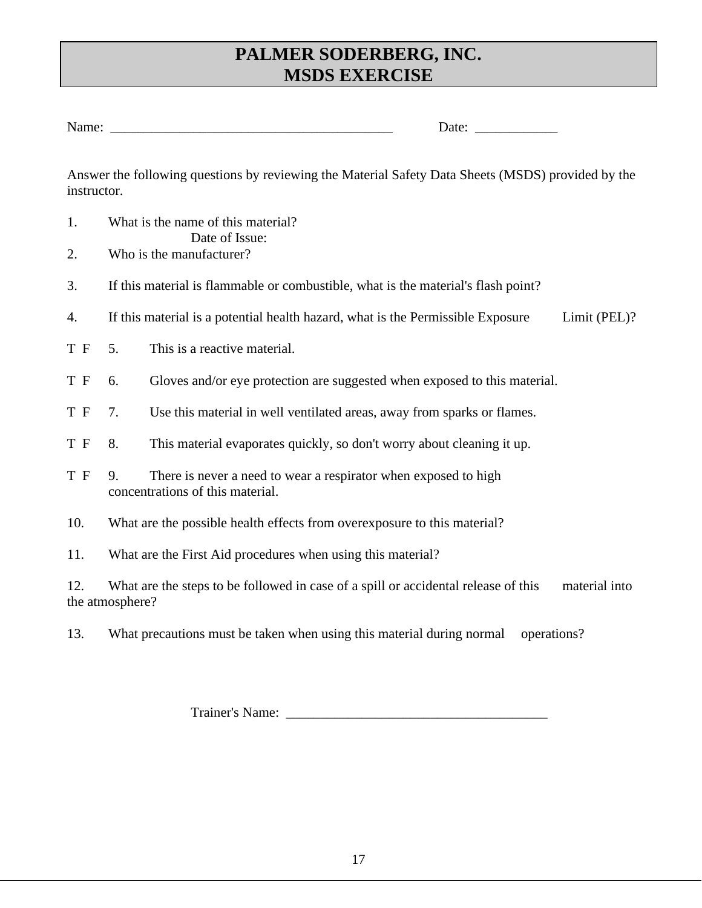# PALMER SODERBERG, INC.
# MSDS EXERCISE

Name: ___________________________________________ Date: ____________

Answer the following questions by reviewing the Material Safety Data Sheets (MSDS) provided by the instructor.

1. What is the name of this material?
   Date of Issue:
2. Who is the manufacturer?

3. If this material is flammable or combustible, what is the material's flash point?

4. If this material is a potential health hazard, what is the Permissible Exposure Limit (PEL)?

T F 5. This is a reactive material.

T F 6. Gloves and/or eye protection are suggested when exposed to this material.

T F 7. Use this material in well ventilated areas, away from sparks or flames.

T F 8. This material evaporates quickly, so don't worry about cleaning it up.

T F 9. There is never a need to wear a respirator when exposed to high concentrations of this material.

10. What are the possible health effects from overexposure to this material?

11. What are the First Aid procedures when using this material?

12. What are the steps to be followed in case of a spill or accidental release of this material into the atmosphere?

13. What precautions must be taken when using this material during normal operations?

Trainer's Name: ______________________________________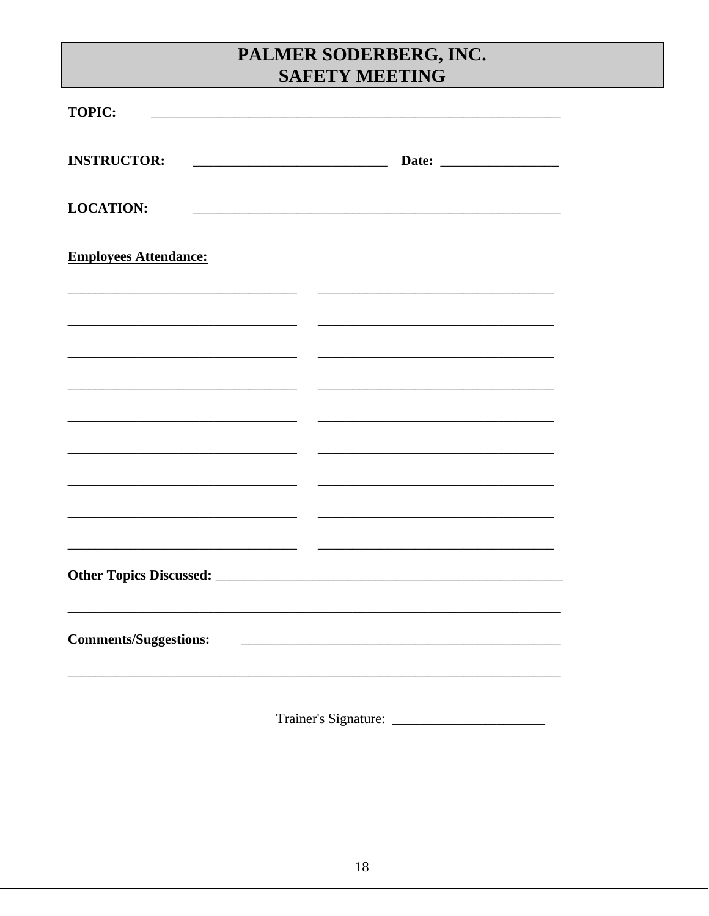# PALMER SODERBERG, INC.
# SAFETY MEETING

**TOPIC:** ______________________________________________________________

**INSTRUCTOR:** _____________________________ **Date:** _________________

**LOCATION:** _______________________________________________________

**Employees Attendance:**

__________________________________ __________________________________

__________________________________ __________________________________

__________________________________ __________________________________

__________________________________ __________________________________

__________________________________ __________________________________

__________________________________ __________________________________

__________________________________ __________________________________

__________________________________ __________________________________

__________________________________ __________________________________

**Other Topics Discussed:** ___________________________________________________

__________________________________________________________________________

**Comments/Suggestions:** _______________________________________________

__________________________________________________________________________

Trainer's Signature: ______________________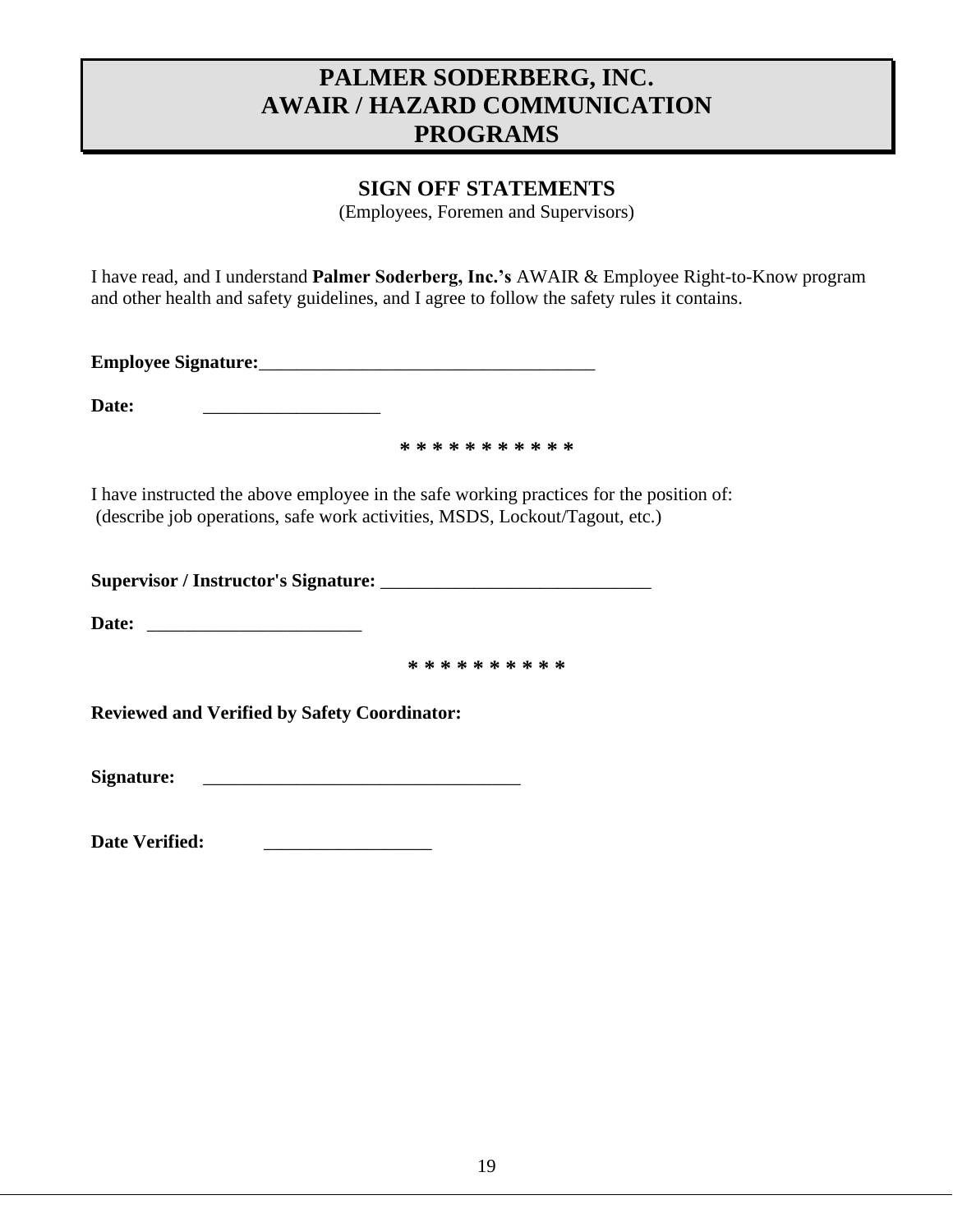# PALMER SODERBERG, INC.
# AWAIR / HAZARD COMMUNICATION PROGRAMS

## SIGN OFF STATEMENTS

(Employees, Foremen and Supervisors)

I have read, and I understand **Palmer Soderberg, Inc.'s** AWAIR & Employee Right-to-Know program and other health and safety guidelines, and I agree to follow the safety rules it contains.

**Employee Signature:**_____________________________________

**Date:** ___________________

* * * * * * * * * * *

I have instructed the above employee in the safe working practices for the position of:
(describe job operations, safe work activities, MSDS, Lockout/Tagout, etc.)

**Supervisor / Instructor's Signature:** _____________________________

**Date:** _______________________

* * * * * * * * * *

**Reviewed and Verified by Safety Coordinator:**

**Signature:** ___________________________________

**Date Verified:** __________________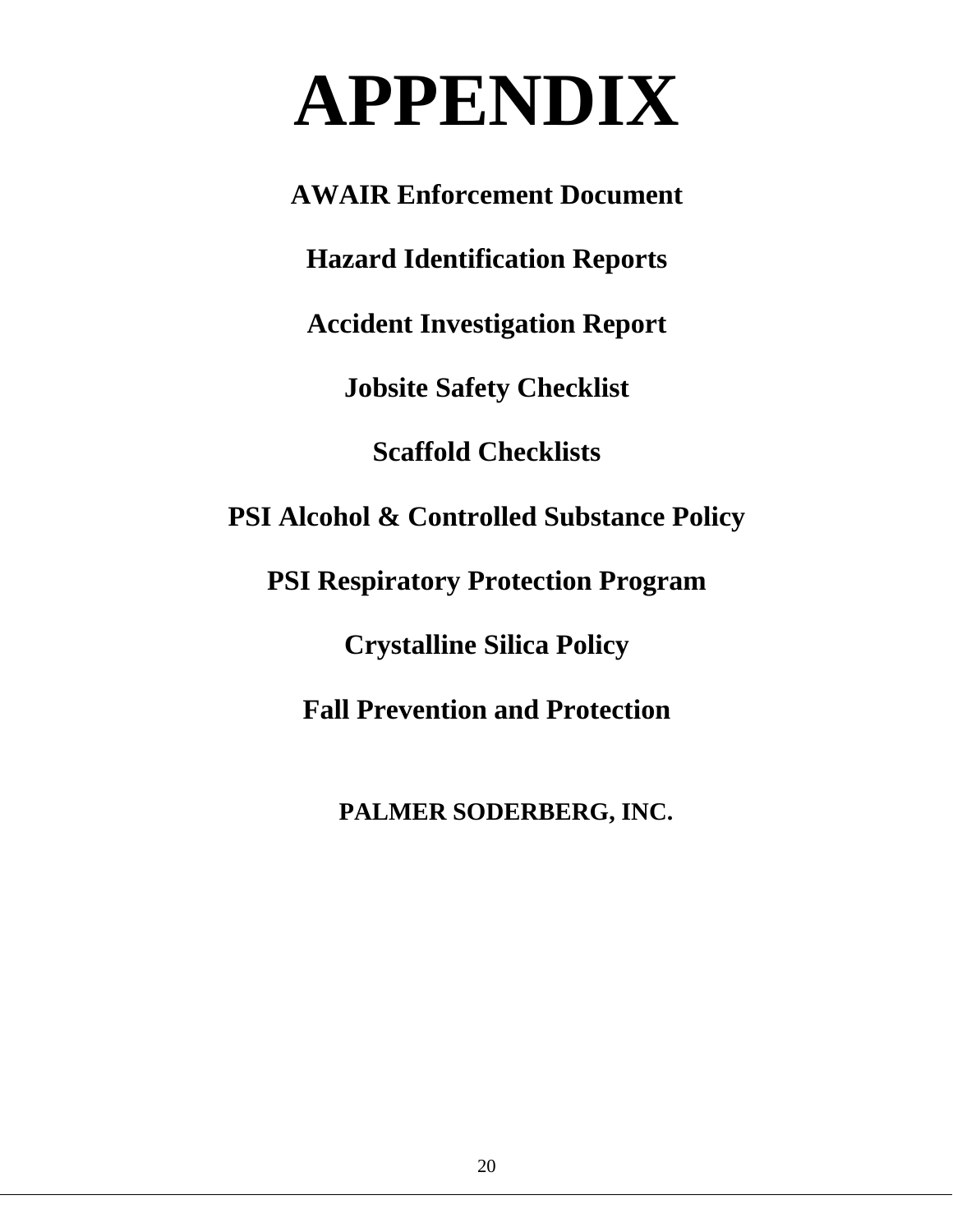# APPENDIX

**AWAIR Enforcement Document**

**Hazard Identification Reports**

**Accident Investigation Report**

**Jobsite Safety Checklist**

**Scaffold Checklists**

**PSI Alcohol & Controlled Substance Policy**

**PSI Respiratory Protection Program**

**Crystalline Silica Policy**

**Fall Prevention and Protection**

**PALMER SODERBERG, INC.**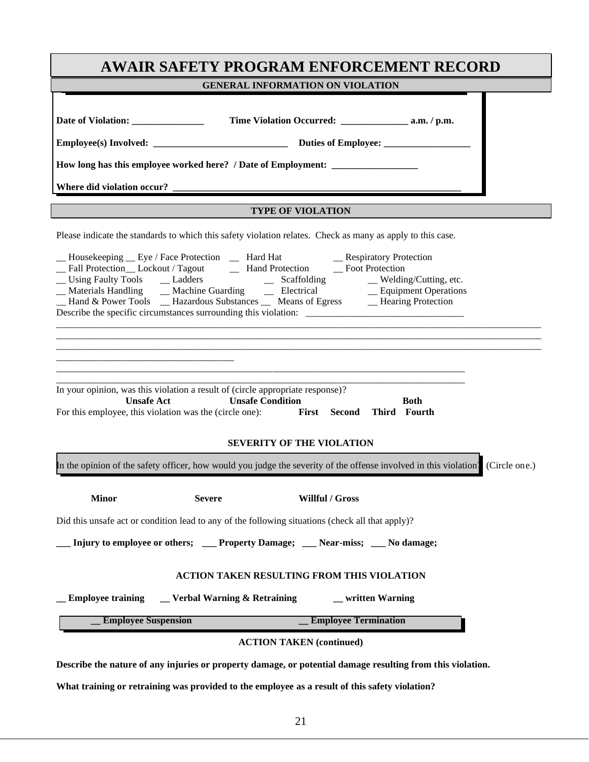# AWAIR SAFETY PROGRAM ENFORCEMENT RECORD

## GENERAL INFORMATION ON VIOLATION

**Date of Violation: _______________ Time Violation Occurred: ______________ a.m. / p.m.**

**Employee(s) Involved: ____________________________ Duties of Employee: __________________**

**How long has this employee worked here? / Date of Employment: __________________**

**Where did violation occur? _____________________________________________________________**

## TYPE OF VIOLATION

Please indicate the standards to which this safety violation relates. Check as many as apply to this case.

__ Housekeeping __ Eye / Face Protection __ Hard Hat __ Respiratory Protection
__ Fall Protection__ Lockout / Tagout __ Hand Protection __ Foot Protection
__ Using Faulty Tools __ Ladders __ Scaffolding __ Welding/Cutting, etc.
__ Materials Handling __ Machine Guarding __ Electrical __ Equipment Operations
__ Hand & Power Tools __ Hazardous Substances __ Means of Egress __ Hearing Protection

Describe the specific circumstances surrounding this violation: ________________________________
_____________________________________________________________________________________________
_____________________________________________________________________________________________
_____________________________________________________________________________________________
____________________________________
_________________________________________________________________________________
_________________________________________________________________________________

In your opinion, was this violation a result of (circle appropriate response)?

**Unsafe Act** **Unsafe Condition** **Both**

For this employee, this violation was the (circle one): **First Second Third Fourth**

## SEVERITY OF THE VIOLATION

In the opinion of the safety officer, how would you judge the severity of the offense involved in this violation? (Circle one.)

**Minor** **Severe** **Willful / Gross**

Did this unsafe act or condition lead to any of the following situations (check all that apply)?

**___ Injury to employee or others; ___ Property Damage; ___ Near-miss; ___ No damage;**

## ACTION TAKEN RESULTING FROM THIS VIOLATION

**__ Employee training __ Verbal Warning & Retraining __ written Warning**

**__ Employee Suspension __ Employee Termination**

## ACTION TAKEN (continued)

**Describe the nature of any injuries or property damage, or potential damage resulting from this violation.**

**What training or retraining was provided to the employee as a result of this safety violation?**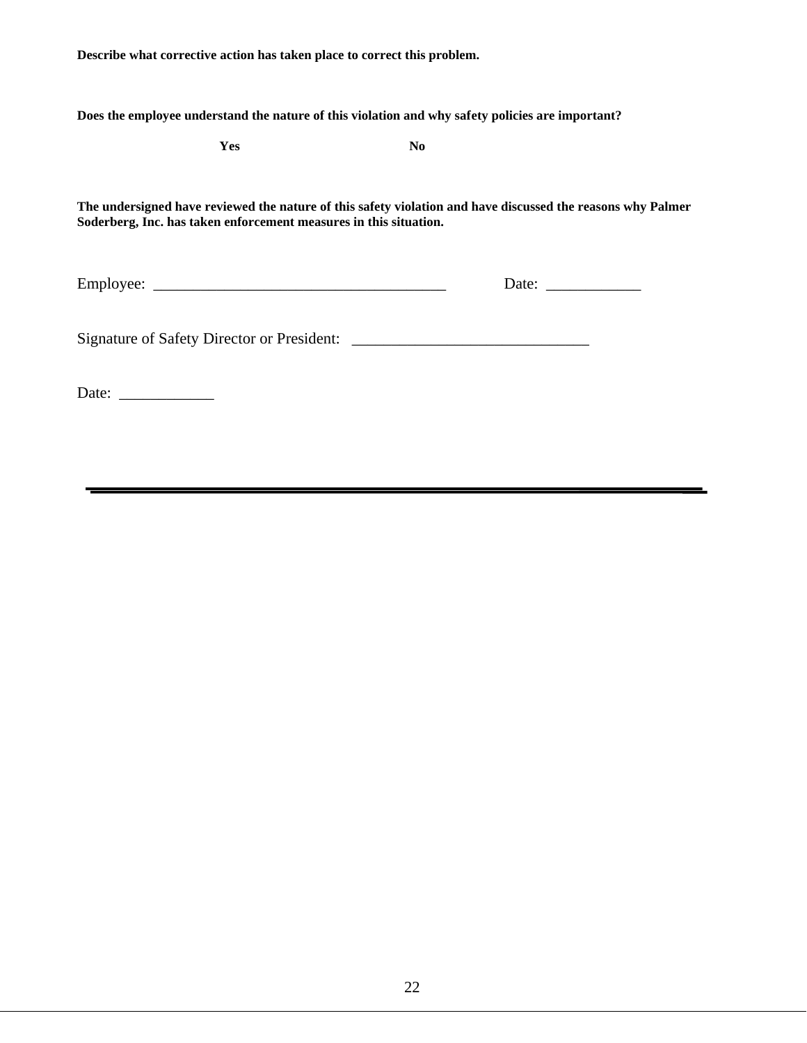**Describe what corrective action has taken place to correct this problem.**

**Does the employee understand the nature of this violation and why safety policies are important?**

**Yes** **No**

**The undersigned have reviewed the nature of this safety violation and have discussed the reasons why Palmer Soderberg, Inc. has taken enforcement measures in this situation.**

Employee: _____________________________________ Date: ____________

Signature of Safety Director or President: ______________________________

Date: ____________

---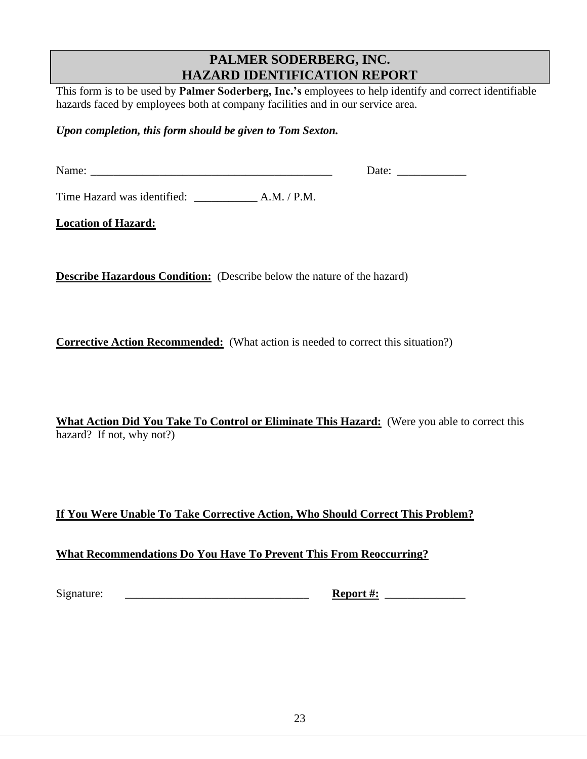# PALMER SODERBERG, INC.
# HAZARD IDENTIFICATION REPORT

This form is to be used by **Palmer Soderberg, Inc.'s** employees to help identify and correct identifiable hazards faced by employees both at company facilities and in our service area.

***Upon completion, this form should be given to Tom Sexton.***

Name: ___________________________________________ Date: ____________

Time Hazard was identified: ___________ A.M. / P.M.

**Location of Hazard:**

**Describe Hazardous Condition:** (Describe below the nature of the hazard)

**Corrective Action Recommended:** (What action is needed to correct this situation?)

**What Action Did You Take To Control or Eliminate This Hazard:** (Were you able to correct this hazard? If not, why not?)

**If You Were Unable To Take Corrective Action, Who Should Correct This Problem?**

**What Recommendations Do You Have To Prevent This From Reoccurring?**

Signature: _________________________________ **Report #:** ______________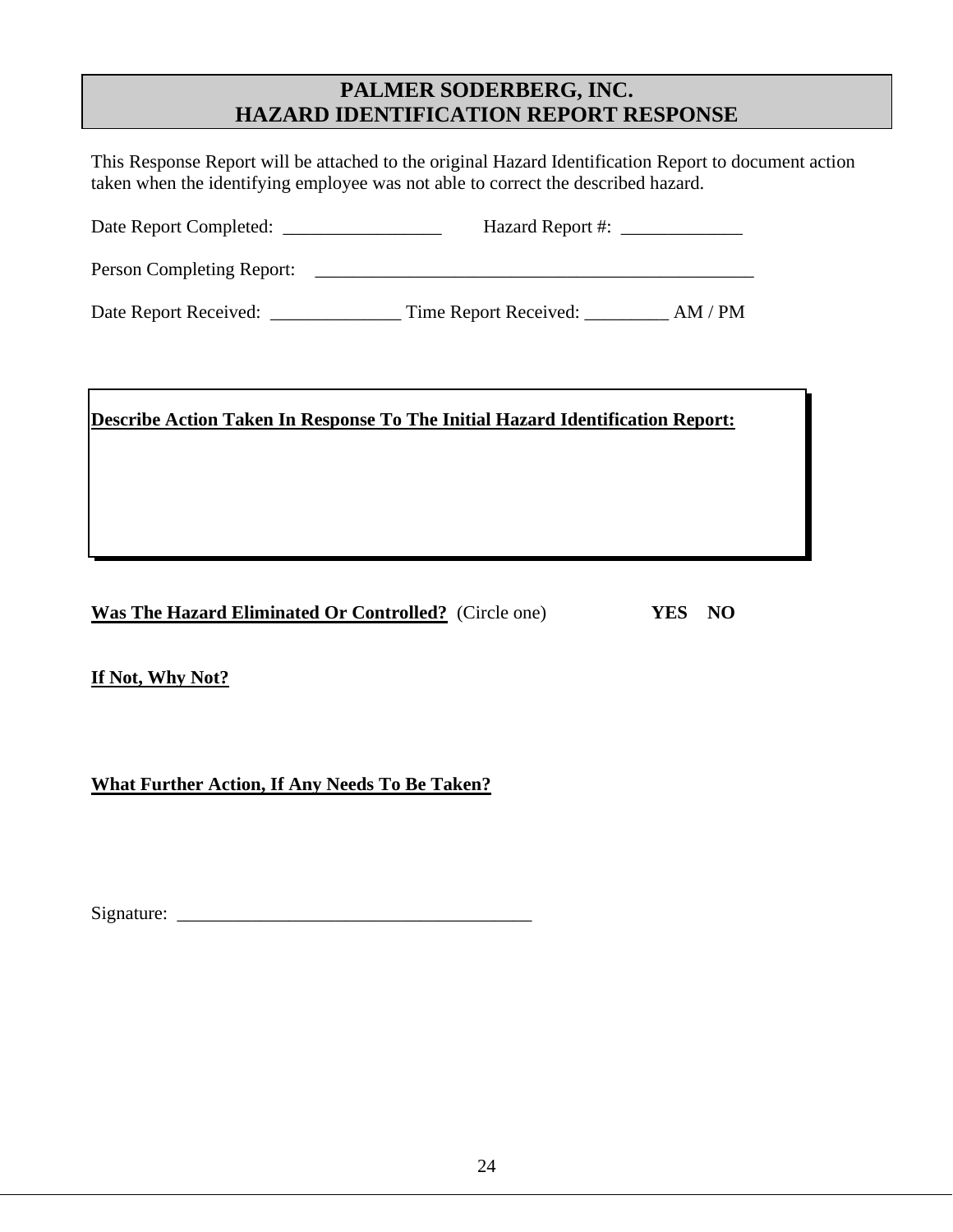# PALMER SODERBERG, INC.
# HAZARD IDENTIFICATION REPORT RESPONSE

This Response Report will be attached to the original Hazard Identification Report to document action taken when the identifying employee was not able to correct the described hazard.

Date Report Completed: _________________ Hazard Report #: _____________

Person Completing Report: __________________________________________________

Date Report Received: ______________ Time Report Received: _________ AM / PM

**Describe Action Taken In Response To The Initial Hazard Identification Report:**

**Was The Hazard Eliminated Or Controlled?** (Circle one) **YES NO**

**If Not, Why Not?**

**What Further Action, If Any Needs To Be Taken?**

Signature: _______________________________________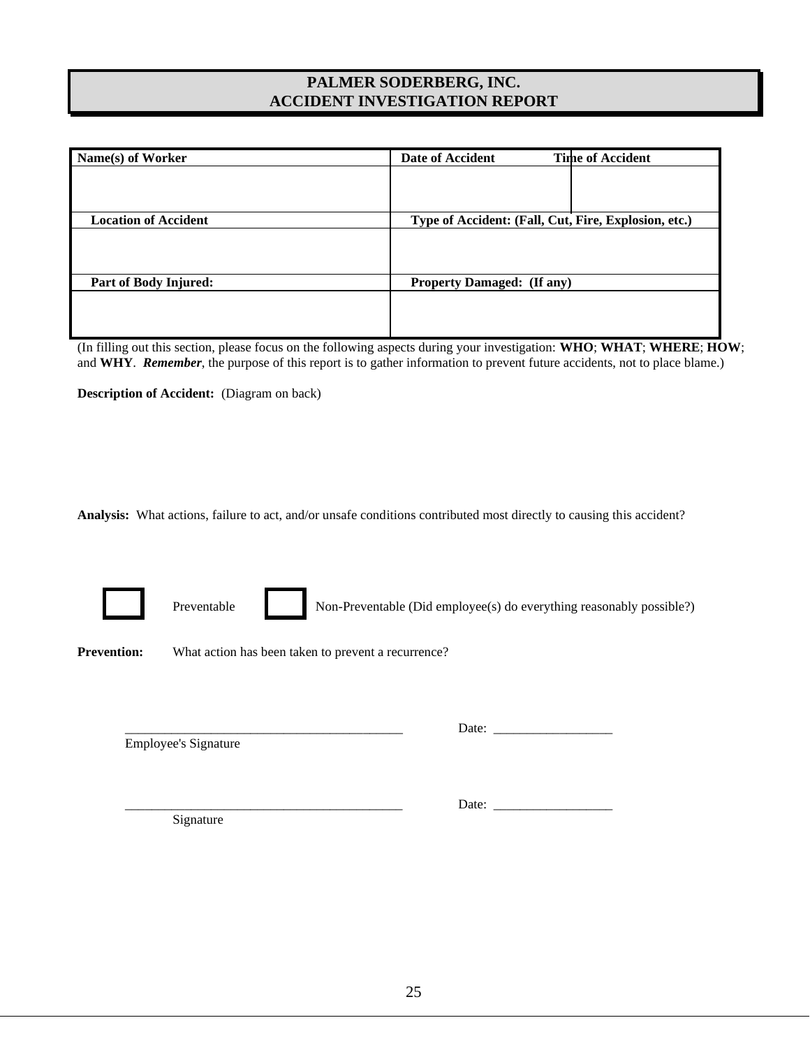# PALMER SODERBERG, INC.
# ACCIDENT INVESTIGATION REPORT

| Name(s) of Worker | Date of Accident | Time of Accident |
|---|---|---|
| | | |
| **Location of Accident** | **Type of Accident: (Fall, Cut, Fire, Explosion, etc.)** | |
| | | |
| **Part of Body Injured:** | **Property Damaged: (If any)** | |
| | | |

(In filling out this section, please focus on the following aspects during your investigation: **WHO**; **WHAT**; **WHERE**; **HOW**; and **WHY**. ***Remember***, the purpose of this report is to gather information to prevent future accidents, not to place blame.)

**Description of Accident:** (Diagram on back)

**Analysis:** What actions, failure to act, and/or unsafe conditions contributed most directly to causing this accident?

☐ Preventable ☐ Non-Preventable (Did employee(s) do everything reasonably possible?)

**Prevention:** What action has been taken to prevent a recurrence?

_________________________________________ Date: __________________
Employee's Signature

_________________________________________ Date: __________________
Signature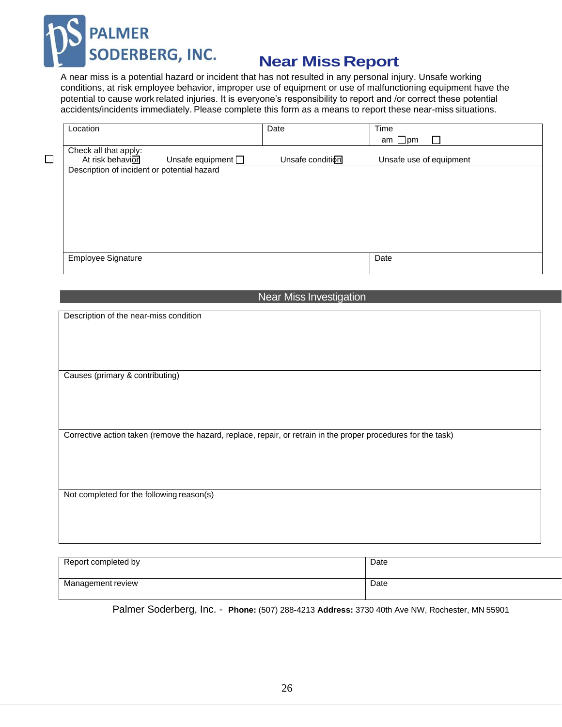**PALMER SODERBERG, INC.**

# Near Miss Report

A near miss is a potential hazard or incident that has not resulted in any personal injury. Unsafe working conditions, at risk employee behavior, improper use of equipment or use of malfunctioning equipment have the potential to cause work related injuries. It is everyone's responsibility to report and /or correct these potential accidents/incidents immediately. Please complete this form as a means to report these near-miss situations.

| Location | Date | Time<br>am ☐ pm ☐ |
|---|---|---|
| Check all that apply:<br>☐ At risk behavior ☐ Unsafe equipment ☐ Unsafe condition ☐ Unsafe use of equipment | | |
| Description of incident or potential hazard | | |
| Employee Signature | | Date |

## Near Miss Investigation

| Description of the near-miss condition |
|---|
| Causes (primary & contributing) |
| Corrective action taken (remove the hazard, replace, repair, or retrain in the proper procedures for the task) |
| Not completed for the following reason(s) |

| Report completed by | Date |
|---|---|
| Management review | Date |

Palmer Soderberg, Inc. - **Phone:** (507) 288-4213 **Address:** 3730 40th Ave NW, Rochester, MN 55901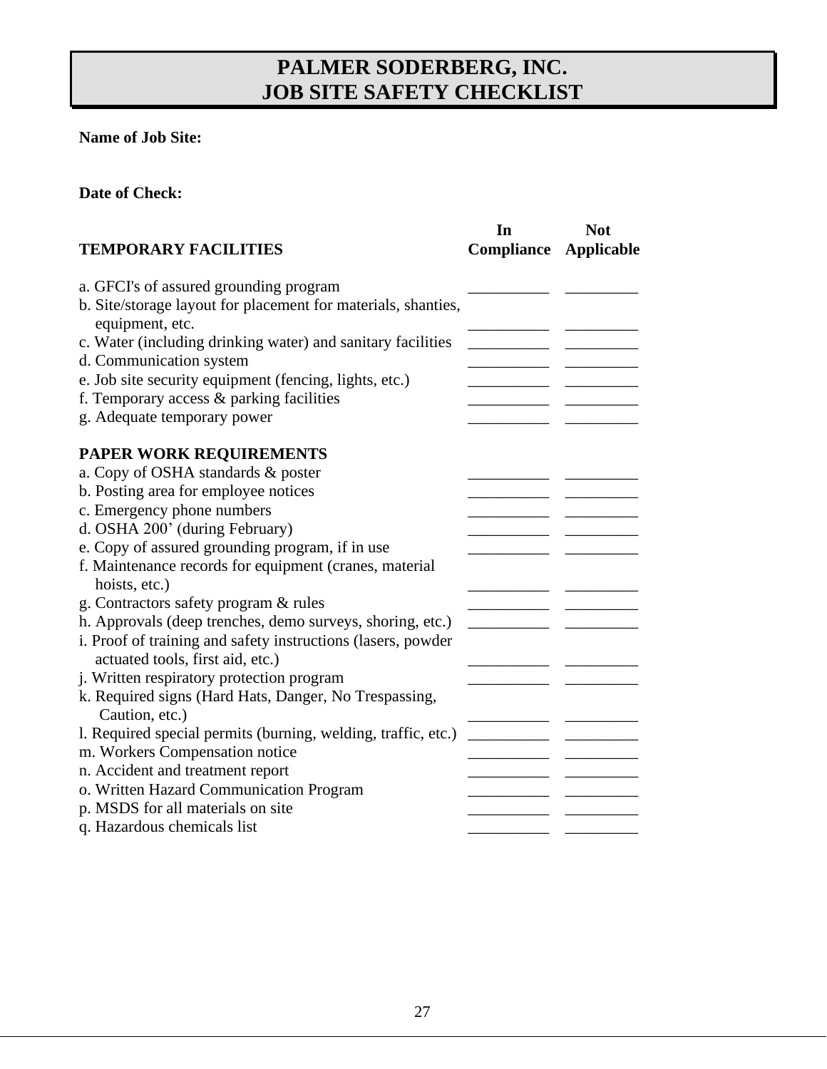# PALMER SODERBERG, INC.
# JOB SITE SAFETY CHECKLIST

**Name of Job Site:**

**Date of Check:**

| **TEMPORARY FACILITIES** | **In Compliance** | **Not Applicable** |
|---|---|---|
| a. GFCI's of assured grounding program | __________ | _________ |
| b. Site/storage layout for placement for materials, shanties, equipment, etc. | __________ | _________ |
| c. Water (including drinking water) and sanitary facilities | __________ | _________ |
| d. Communication system | __________ | _________ |
| e. Job site security equipment (fencing, lights, etc.) | __________ | _________ |
| f. Temporary access & parking facilities | __________ | _________ |
| g. Adequate temporary power | __________ | _________ |
| **PAPER WORK REQUIREMENTS** | | |
| a. Copy of OSHA standards & poster | __________ | _________ |
| b. Posting area for employee notices | __________ | _________ |
| c. Emergency phone numbers | __________ | _________ |
| d. OSHA 200' (during February) | __________ | _________ |
| e. Copy of assured grounding program, if in use | __________ | _________ |
| f. Maintenance records for equipment (cranes, material hoists, etc.) | __________ | _________ |
| g. Contractors safety program & rules | __________ | _________ |
| h. Approvals (deep trenches, demo surveys, shoring, etc.) | __________ | _________ |
| i. Proof of training and safety instructions (lasers, powder actuated tools, first aid, etc.) | __________ | _________ |
| j. Written respiratory protection program | __________ | _________ |
| k. Required signs (Hard Hats, Danger, No Trespassing, Caution, etc.) | __________ | _________ |
| l. Required special permits (burning, welding, traffic, etc.) | __________ | _________ |
| m. Workers Compensation notice | __________ | _________ |
| n. Accident and treatment report | __________ | _________ |
| o. Written Hazard Communication Program | __________ | _________ |
| p. MSDS for all materials on site | __________ | _________ |
| q. Hazardous chemicals list | __________ | _________ |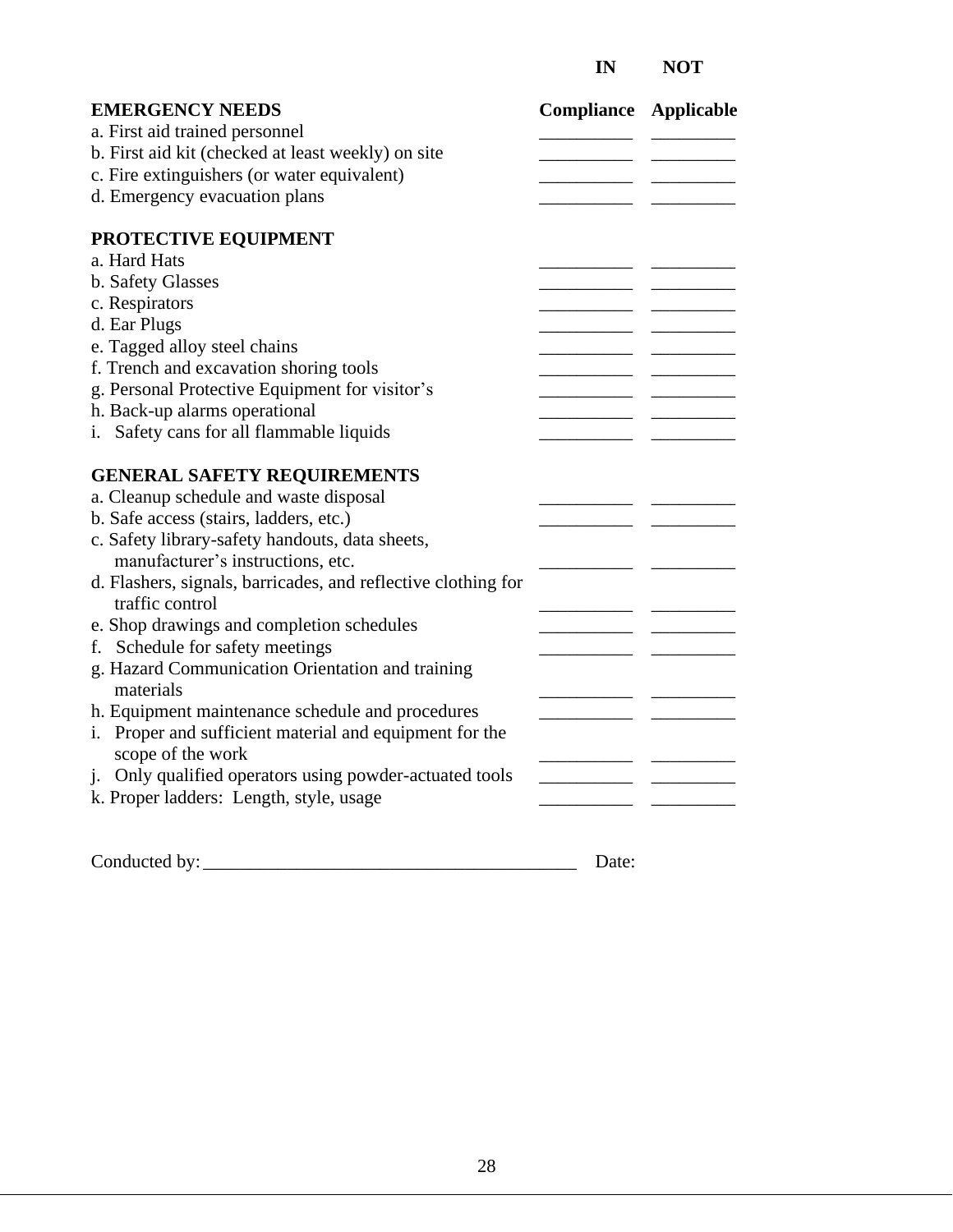| | IN Compliance | NOT Applicable |
|---|---|---|
| **EMERGENCY NEEDS** | | |
| a. First aid trained personnel | __________ | _________ |
| b. First aid kit (checked at least weekly) on site | __________ | _________ |
| c. Fire extinguishers (or water equivalent) | __________ | _________ |
| d. Emergency evacuation plans | __________ | _________ |
| **PROTECTIVE EQUIPMENT** | | |
| a. Hard Hats | __________ | _________ |
| b. Safety Glasses | __________ | _________ |
| c. Respirators | __________ | _________ |
| d. Ear Plugs | __________ | _________ |
| e. Tagged alloy steel chains | __________ | _________ |
| f. Trench and excavation shoring tools | __________ | _________ |
| g. Personal Protective Equipment for visitor's | __________ | _________ |
| h. Back-up alarms operational | __________ | _________ |
| i. Safety cans for all flammable liquids | __________ | _________ |
| **GENERAL SAFETY REQUIREMENTS** | | |
| a. Cleanup schedule and waste disposal | __________ | _________ |
| b. Safe access (stairs, ladders, etc.) | __________ | _________ |
| c. Safety library-safety handouts, data sheets, manufacturer's instructions, etc. | __________ | _________ |
| d. Flashers, signals, barricades, and reflective clothing for traffic control | __________ | _________ |
| e. Shop drawings and completion schedules | __________ | _________ |
| f. Schedule for safety meetings | __________ | _________ |
| g. Hazard Communication Orientation and training materials | __________ | _________ |
| h. Equipment maintenance schedule and procedures | __________ | _________ |
| i. Proper and sufficient material and equipment for the scope of the work | __________ | _________ |
| j. Only qualified operators using powder-actuated tools | __________ | _________ |
| k. Proper ladders: Length, style, usage | __________ | _________ |

Conducted by: ________________________________________ Date: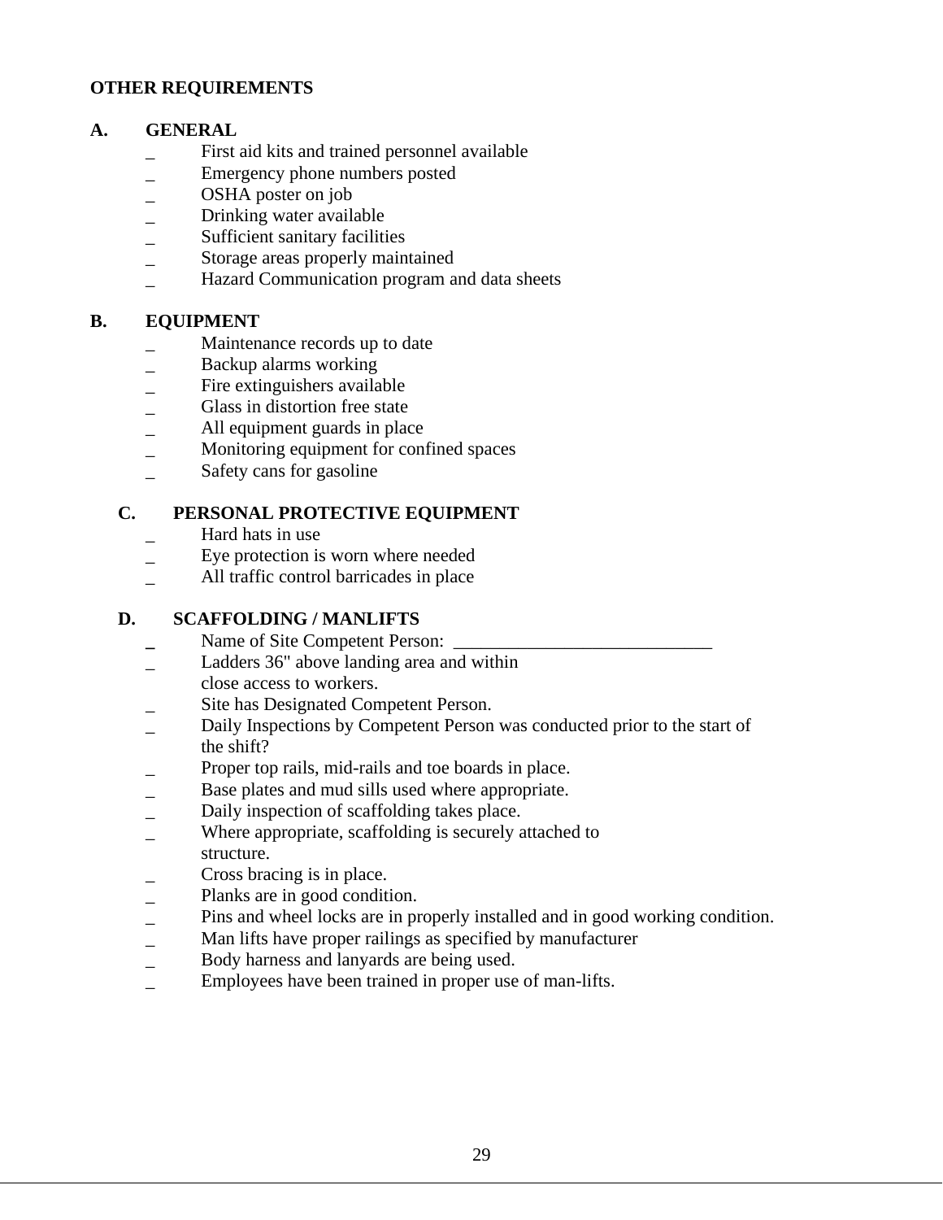**OTHER REQUIREMENTS**

**A. GENERAL**

- _ First aid kits and trained personnel available
- _ Emergency phone numbers posted
- _ OSHA poster on job
- _ Drinking water available
- _ Sufficient sanitary facilities
- _ Storage areas properly maintained
- _ Hazard Communication program and data sheets

**B. EQUIPMENT**

- _ Maintenance records up to date
- _ Backup alarms working
- _ Fire extinguishers available
- _ Glass in distortion free state
- _ All equipment guards in place
- _ Monitoring equipment for confined spaces
- _ Safety cans for gasoline

**C. PERSONAL PROTECTIVE EQUIPMENT**

- _ Hard hats in use
- _ Eye protection is worn where needed
- _ All traffic control barricades in place

**D. SCAFFOLDING / MANLIFTS**

- _ Name of Site Competent Person: ____________________________
- _ Ladders 36" above landing area and within close access to workers.
- _ Site has Designated Competent Person.
- _ Daily Inspections by Competent Person was conducted prior to the start of the shift?
- _ Proper top rails, mid-rails and toe boards in place.
- _ Base plates and mud sills used where appropriate.
- _ Daily inspection of scaffolding takes place.
- _ Where appropriate, scaffolding is securely attached to structure.
- _ Cross bracing is in place.
- _ Planks are in good condition.
- _ Pins and wheel locks are in properly installed and in good working condition.
- _ Man lifts have proper railings as specified by manufacturer
- _ Body harness and lanyards are being used.
- _ Employees have been trained in proper use of man-lifts.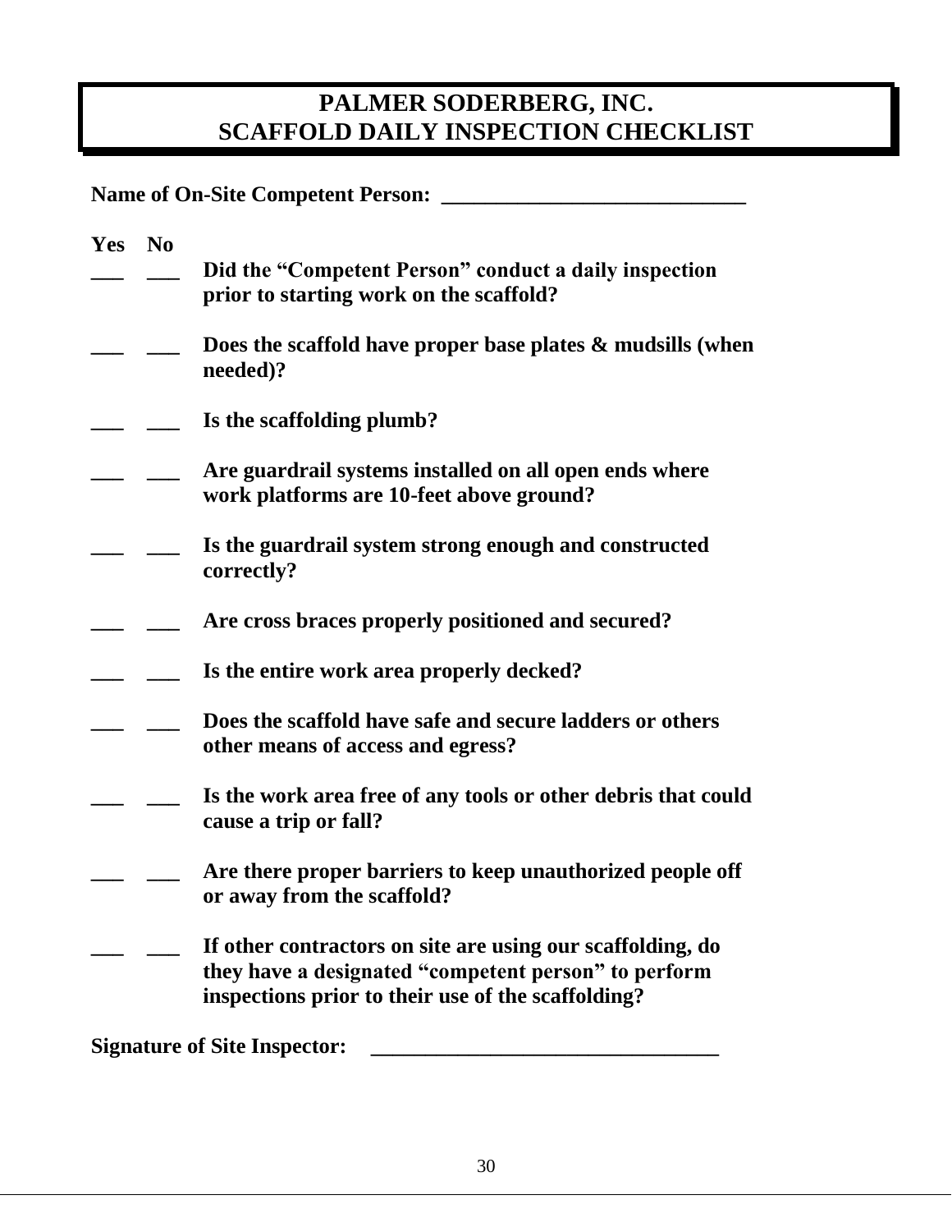# PALMER SODERBERG, INC.
# SCAFFOLD DAILY INSPECTION CHECKLIST

**Name of On-Site Competent Person: ____________________________**

| Yes | No | |
|---|---|---|
| ___ | ___ | **Did the "Competent Person" conduct a daily inspection prior to starting work on the scaffold?** |
| ___ | ___ | **Does the scaffold have proper base plates & mudsills (when needed)?** |
| ___ | ___ | **Is the scaffolding plumb?** |
| ___ | ___ | **Are guardrail systems installed on all open ends where work platforms are 10-feet above ground?** |
| ___ | ___ | **Is the guardrail system strong enough and constructed correctly?** |
| ___ | ___ | **Are cross braces properly positioned and secured?** |
| ___ | ___ | **Is the entire work area properly decked?** |
| ___ | ___ | **Does the scaffold have safe and secure ladders or others other means of access and egress?** |
| ___ | ___ | **Is the work area free of any tools or other debris that could cause a trip or fall?** |
| ___ | ___ | **Are there proper barriers to keep unauthorized people off or away from the scaffold?** |
| ___ | ___ | **If other contractors on site are using our scaffolding, do they have a designated "competent person" to perform inspections prior to their use of the scaffolding?** |

**Signature of Site Inspector: ________________________________**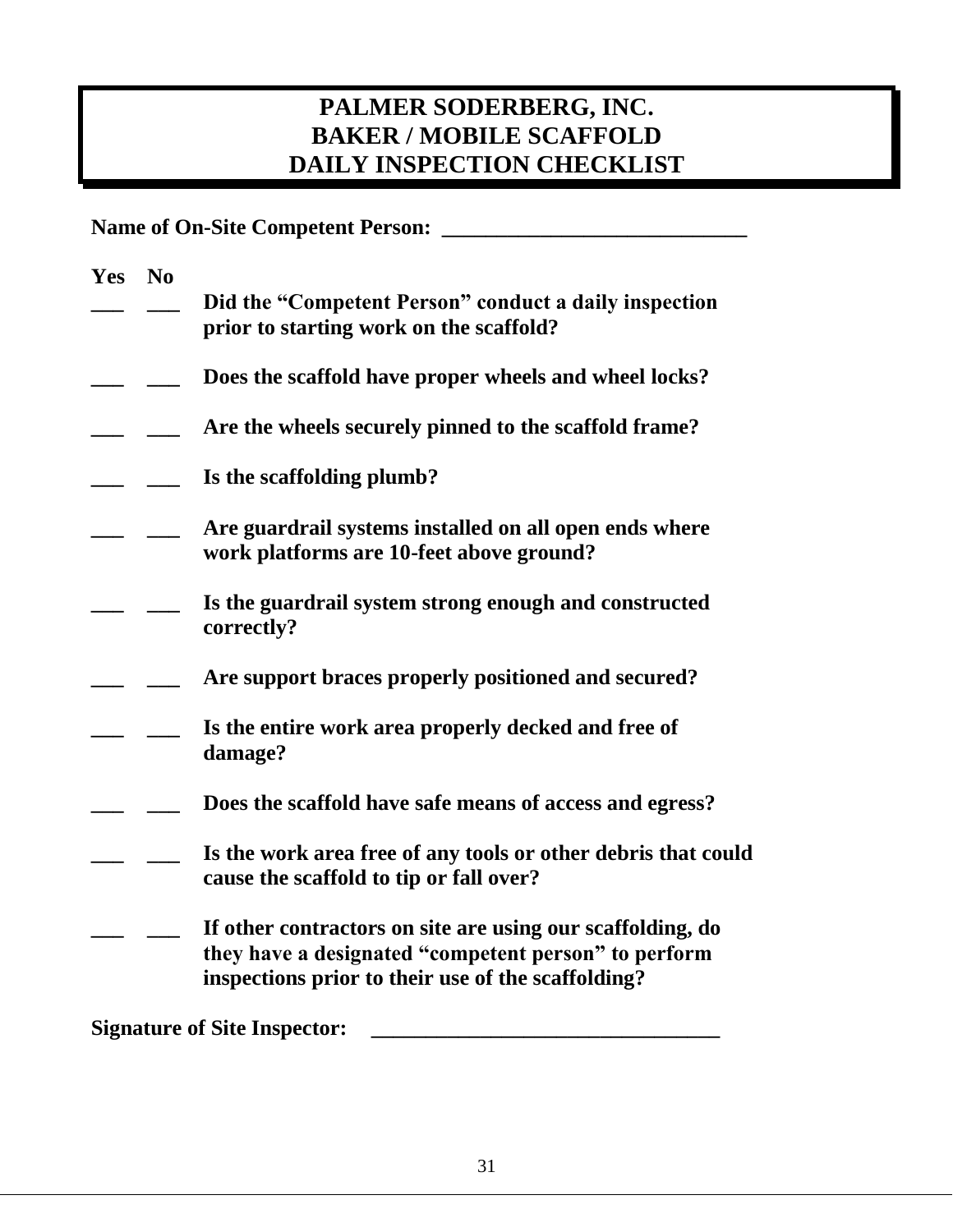# PALMER SODERBERG, INC.
# BAKER / MOBILE SCAFFOLD
# DAILY INSPECTION CHECKLIST

**Name of On-Site Competent Person: ____________________________**

| Yes | No | |
|---|---|---|
| ___ | ___ | **Did the "Competent Person" conduct a daily inspection prior to starting work on the scaffold?** |
| ___ | ___ | **Does the scaffold have proper wheels and wheel locks?** |
| ___ | ___ | **Are the wheels securely pinned to the scaffold frame?** |
| ___ | ___ | **Is the scaffolding plumb?** |
| ___ | ___ | **Are guardrail systems installed on all open ends where work platforms are 10-feet above ground?** |
| ___ | ___ | **Is the guardrail system strong enough and constructed correctly?** |
| ___ | ___ | **Are support braces properly positioned and secured?** |
| ___ | ___ | **Is the entire work area properly decked and free of damage?** |
| ___ | ___ | **Does the scaffold have safe means of access and egress?** |
| ___ | ___ | **Is the work area free of any tools or other debris that could cause the scaffold to tip or fall over?** |
| ___ | ___ | **If other contractors on site are using our scaffolding, do they have a designated "competent person" to perform inspections prior to their use of the scaffolding?** |

**Signature of Site Inspector: ________________________________**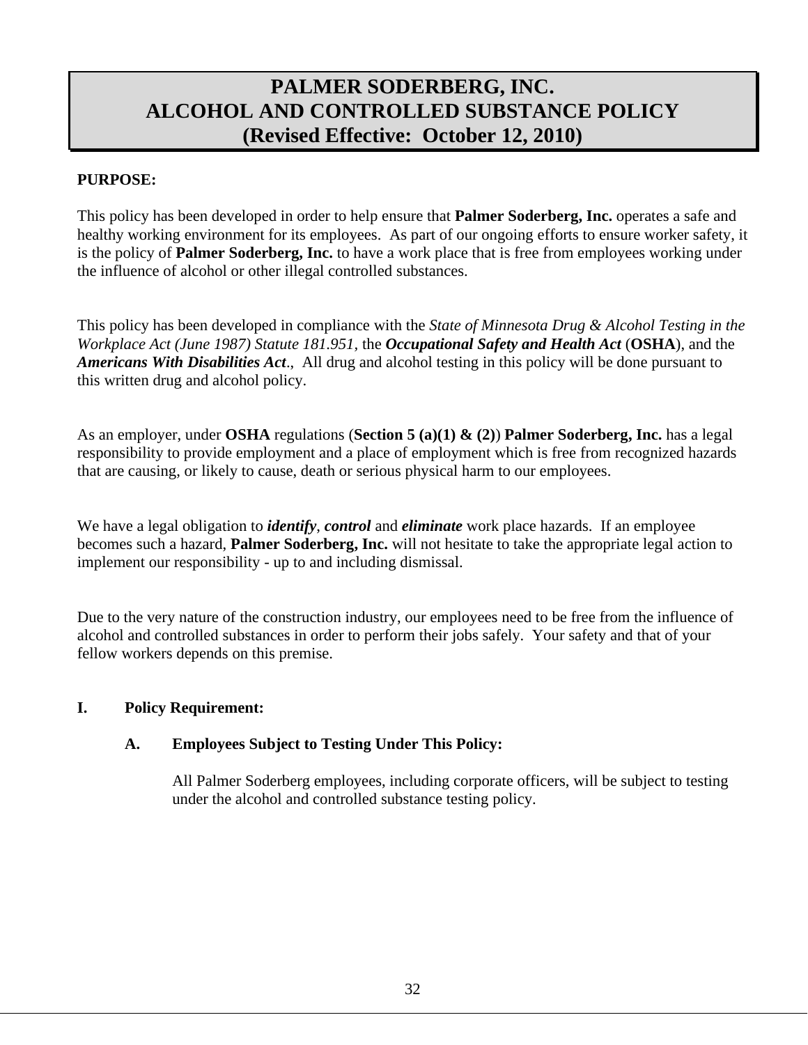# PALMER SODERBERG, INC.
# ALCOHOL AND CONTROLLED SUBSTANCE POLICY
# (Revised Effective: October 12, 2010)

**PURPOSE:**

This policy has been developed in order to help ensure that **Palmer Soderberg, Inc.** operates a safe and healthy working environment for its employees. As part of our ongoing efforts to ensure worker safety, it is the policy of **Palmer Soderberg, Inc.** to have a work place that is free from employees working under the influence of alcohol or other illegal controlled substances.

This policy has been developed in compliance with the *State of Minnesota Drug & Alcohol Testing in the Workplace Act (June 1987) Statute 181.951*, the ***Occupational Safety and Health Act*** (**OSHA**), and the ***Americans With Disabilities Act***., All drug and alcohol testing in this policy will be done pursuant to this written drug and alcohol policy.

As an employer, under **OSHA** regulations (**Section 5 (a)(1) & (2)**) **Palmer Soderberg, Inc.** has a legal responsibility to provide employment and a place of employment which is free from recognized hazards that are causing, or likely to cause, death or serious physical harm to our employees.

We have a legal obligation to ***identify***, ***control*** and ***eliminate*** work place hazards. If an employee becomes such a hazard, **Palmer Soderberg, Inc.** will not hesitate to take the appropriate legal action to implement our responsibility - up to and including dismissal.

Due to the very nature of the construction industry, our employees need to be free from the influence of alcohol and controlled substances in order to perform their jobs safely. Your safety and that of your fellow workers depends on this premise.

## I. Policy Requirement:

### A. Employees Subject to Testing Under This Policy:

All Palmer Soderberg employees, including corporate officers, will be subject to testing under the alcohol and controlled substance testing policy.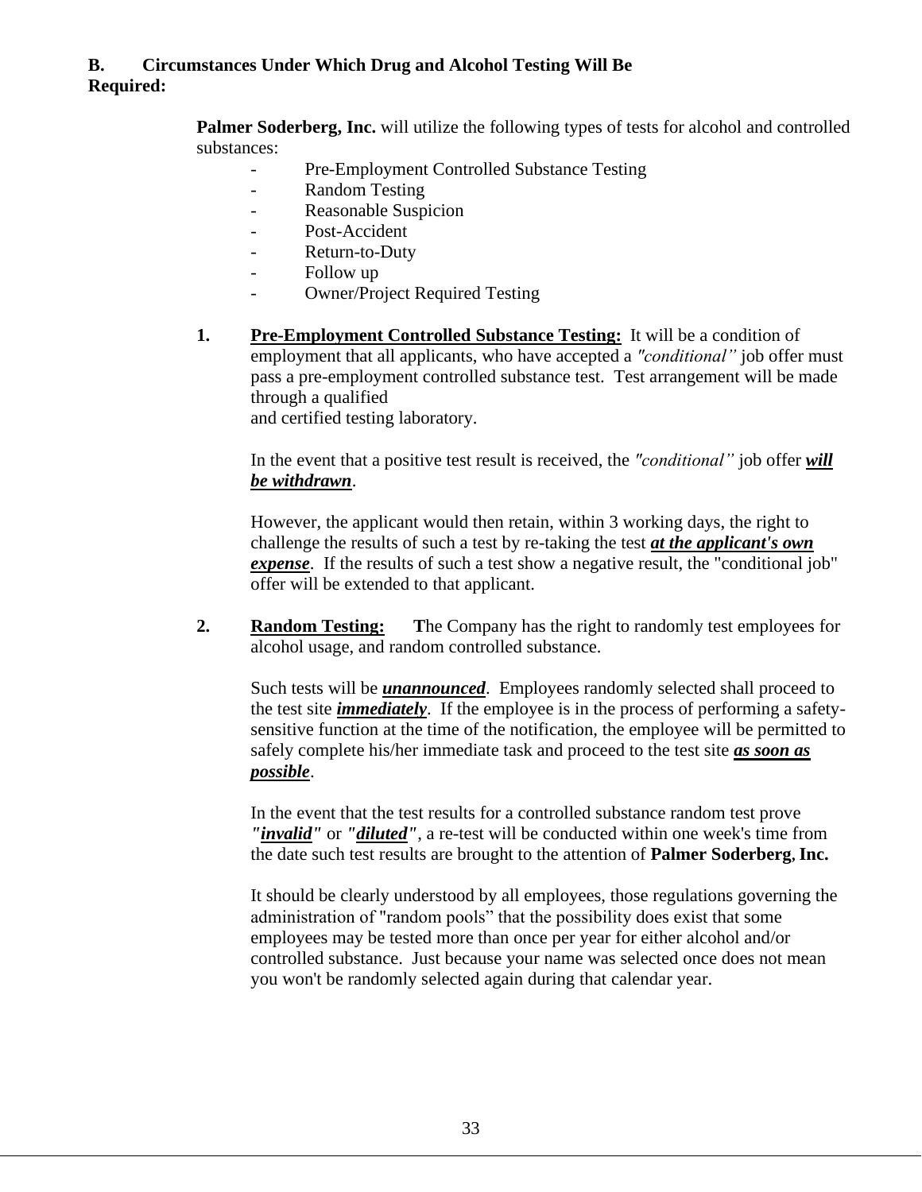**B. Circumstances Under Which Drug and Alcohol Testing Will Be Required:**

**Palmer Soderberg, Inc.** will utilize the following types of tests for alcohol and controlled substances:

- Pre-Employment Controlled Substance Testing
- Random Testing
- Reasonable Suspicion
- Post-Accident
- Return-to-Duty
- Follow up
- Owner/Project Required Testing

**1. <u>Pre-Employment Controlled Substance Testing:</u>** It will be a condition of employment that all applicants, who have accepted a *"conditional"* job offer must pass a pre-employment controlled substance test. Test arrangement will be made through a qualified and certified testing laboratory.

In the event that a positive test result is received, the *"conditional"* job offer ***<u>will be withdrawn</u>***.

However, the applicant would then retain, within 3 working days, the right to challenge the results of such a test by re-taking the test ***<u>at the applicant's own expense</u>***. If the results of such a test show a negative result, the "conditional job" offer will be extended to that applicant.

**2. <u>Random Testing:</u>** **T**he Company has the right to randomly test employees for alcohol usage, and random controlled substance.

Such tests will be ***<u>unannounced</u>***. Employees randomly selected shall proceed to the test site ***<u>immediately</u>***. If the employee is in the process of performing a safety-sensitive function at the time of the notification, the employee will be permitted to safely complete his/her immediate task and proceed to the test site ***<u>as soon as possible</u>***.

In the event that the test results for a controlled substance random test prove ***"<u>invalid</u>"*** or ***"<u>diluted</u>"***, a re-test will be conducted within one week's time from the date such test results are brought to the attention of **Palmer Soderberg, Inc.**

It should be clearly understood by all employees, those regulations governing the administration of "random pools" that the possibility does exist that some employees may be tested more than once per year for either alcohol and/or controlled substance. Just because your name was selected once does not mean you won't be randomly selected again during that calendar year.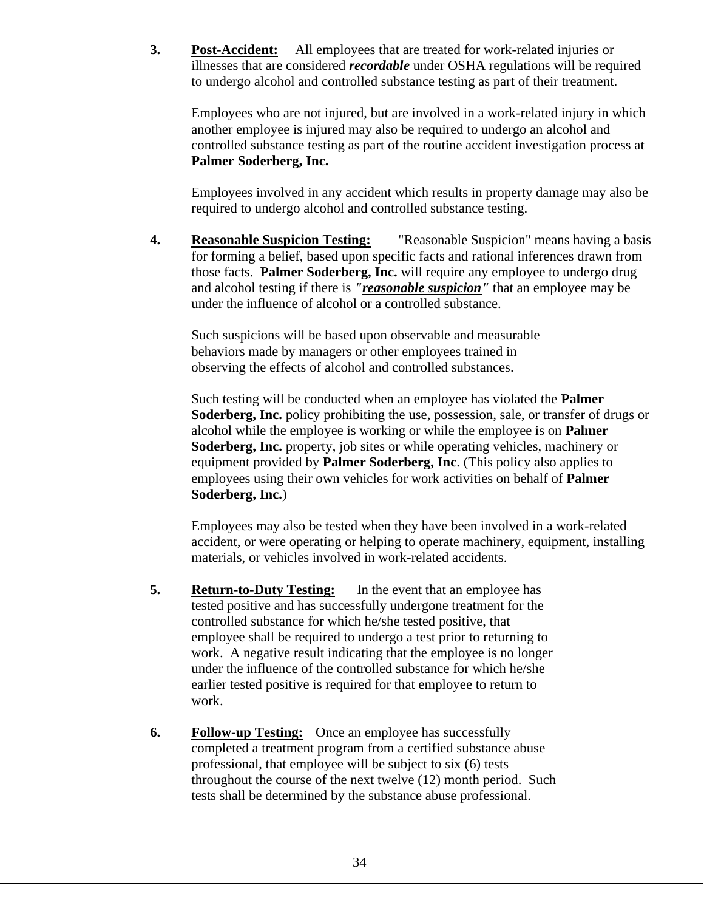3. **<u>Post-Accident:</u>** All employees that are treated for work-related injuries or illnesses that are considered ***recordable*** under OSHA regulations will be required to undergo alcohol and controlled substance testing as part of their treatment.

   Employees who are not injured, but are involved in a work-related injury in which another employee is injured may also be required to undergo an alcohol and controlled substance testing as part of the routine accident investigation process at **Palmer Soderberg, Inc.**

   Employees involved in any accident which results in property damage may also be required to undergo alcohol and controlled substance testing.

4. **<u>Reasonable Suspicion Testing:</u>** "Reasonable Suspicion" means having a basis for forming a belief, based upon specific facts and rational inferences drawn from those facts. **Palmer Soderberg, Inc.** will require any employee to undergo drug and alcohol testing if there is ***"<u>reasonable suspicion</u>"*** that an employee may be under the influence of alcohol or a controlled substance.

   Such suspicions will be based upon observable and measurable behaviors made by managers or other employees trained in observing the effects of alcohol and controlled substances.

   Such testing will be conducted when an employee has violated the **Palmer Soderberg, Inc.** policy prohibiting the use, possession, sale, or transfer of drugs or alcohol while the employee is working or while the employee is on **Palmer Soderberg, Inc.** property, job sites or while operating vehicles, machinery or equipment provided by **Palmer Soderberg, Inc**. (This policy also applies to employees using their own vehicles for work activities on behalf of **Palmer Soderberg, Inc.**)

   Employees may also be tested when they have been involved in a work-related accident, or were operating or helping to operate machinery, equipment, installing materials, or vehicles involved in work-related accidents.

5. **<u>Return-to-Duty Testing:</u>** In the event that an employee has tested positive and has successfully undergone treatment for the controlled substance for which he/she tested positive, that employee shall be required to undergo a test prior to returning to work. A negative result indicating that the employee is no longer under the influence of the controlled substance for which he/she earlier tested positive is required for that employee to return to work.

6. **<u>Follow-up Testing:</u>** Once an employee has successfully completed a treatment program from a certified substance abuse professional, that employee will be subject to six (6) tests throughout the course of the next twelve (12) month period. Such tests shall be determined by the substance abuse professional.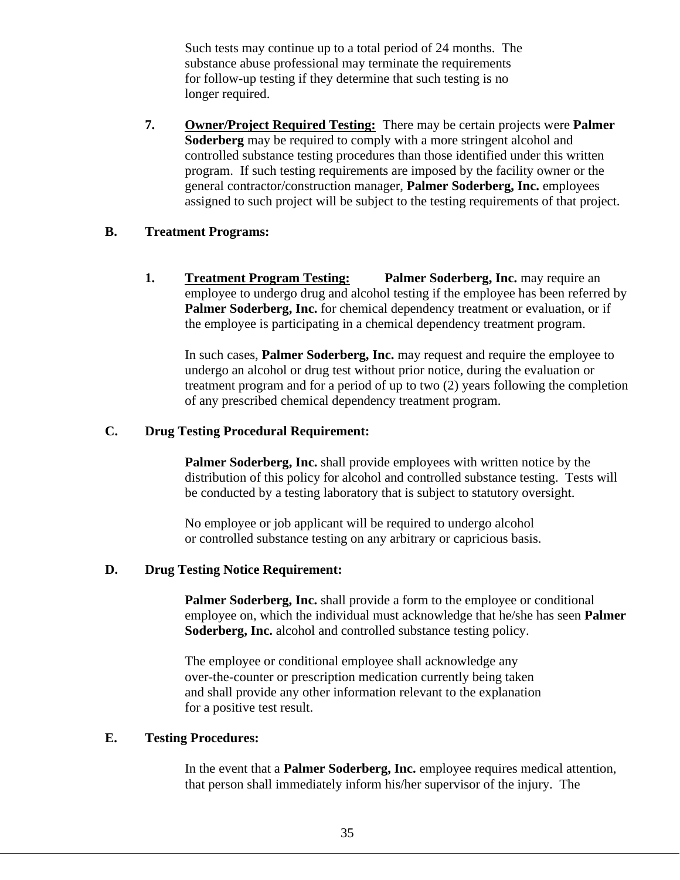Such tests may continue up to a total period of 24 months. The substance abuse professional may terminate the requirements for follow-up testing if they determine that such testing is no longer required.

7. **Owner/Project Required Testing:** There may be certain projects were **Palmer Soderberg** may be required to comply with a more stringent alcohol and controlled substance testing procedures than those identified under this written program. If such testing requirements are imposed by the facility owner or the general contractor/construction manager, **Palmer Soderberg, Inc.** employees assigned to such project will be subject to the testing requirements of that project.

**B. Treatment Programs:**

1. **Treatment Program Testing:** **Palmer Soderberg, Inc.** may require an employee to undergo drug and alcohol testing if the employee has been referred by **Palmer Soderberg, Inc.** for chemical dependency treatment or evaluation, or if the employee is participating in a chemical dependency treatment program.

   In such cases, **Palmer Soderberg, Inc.** may request and require the employee to undergo an alcohol or drug test without prior notice, during the evaluation or treatment program and for a period of up to two (2) years following the completion of any prescribed chemical dependency treatment program.

**C. Drug Testing Procedural Requirement:**

**Palmer Soderberg, Inc.** shall provide employees with written notice by the distribution of this policy for alcohol and controlled substance testing. Tests will be conducted by a testing laboratory that is subject to statutory oversight.

No employee or job applicant will be required to undergo alcohol or controlled substance testing on any arbitrary or capricious basis.

**D. Drug Testing Notice Requirement:**

**Palmer Soderberg, Inc.** shall provide a form to the employee or conditional employee on, which the individual must acknowledge that he/she has seen **Palmer Soderberg, Inc.** alcohol and controlled substance testing policy.

The employee or conditional employee shall acknowledge any over-the-counter or prescription medication currently being taken and shall provide any other information relevant to the explanation for a positive test result.

**E. Testing Procedures:**

In the event that a **Palmer Soderberg, Inc.** employee requires medical attention, that person shall immediately inform his/her supervisor of the injury. The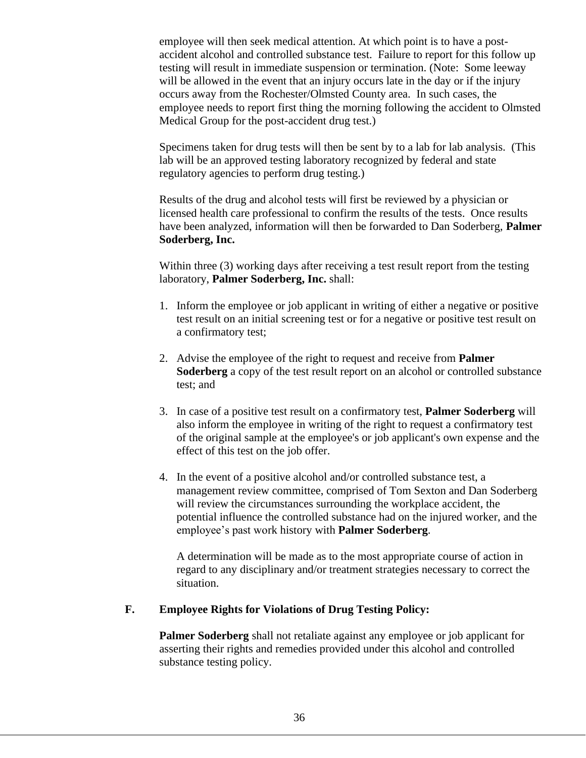employee will then seek medical attention. At which point is to have a post-accident alcohol and controlled substance test. Failure to report for this follow up testing will result in immediate suspension or termination. (Note: Some leeway will be allowed in the event that an injury occurs late in the day or if the injury occurs away from the Rochester/Olmsted County area. In such cases, the employee needs to report first thing the morning following the accident to Olmsted Medical Group for the post-accident drug test.)

Specimens taken for drug tests will then be sent by to a lab for lab analysis. (This lab will be an approved testing laboratory recognized by federal and state regulatory agencies to perform drug testing.)

Results of the drug and alcohol tests will first be reviewed by a physician or licensed health care professional to confirm the results of the tests. Once results have been analyzed, information will then be forwarded to Dan Soderberg, **Palmer Soderberg, Inc.**

Within three (3) working days after receiving a test result report from the testing laboratory, **Palmer Soderberg, Inc.** shall:

1. Inform the employee or job applicant in writing of either a negative or positive test result on an initial screening test or for a negative or positive test result on a confirmatory test;

2. Advise the employee of the right to request and receive from **Palmer Soderberg** a copy of the test result report on an alcohol or controlled substance test; and

3. In case of a positive test result on a confirmatory test, **Palmer Soderberg** will also inform the employee in writing of the right to request a confirmatory test of the original sample at the employee's or job applicant's own expense and the effect of this test on the job offer.

4. In the event of a positive alcohol and/or controlled substance test, a management review committee, comprised of Tom Sexton and Dan Soderberg will review the circumstances surrounding the workplace accident, the potential influence the controlled substance had on the injured worker, and the employee's past work history with **Palmer Soderberg**.

   A determination will be made as to the most appropriate course of action in regard to any disciplinary and/or treatment strategies necessary to correct the situation.

**F. Employee Rights for Violations of Drug Testing Policy:**

**Palmer Soderberg** shall not retaliate against any employee or job applicant for asserting their rights and remedies provided under this alcohol and controlled substance testing policy.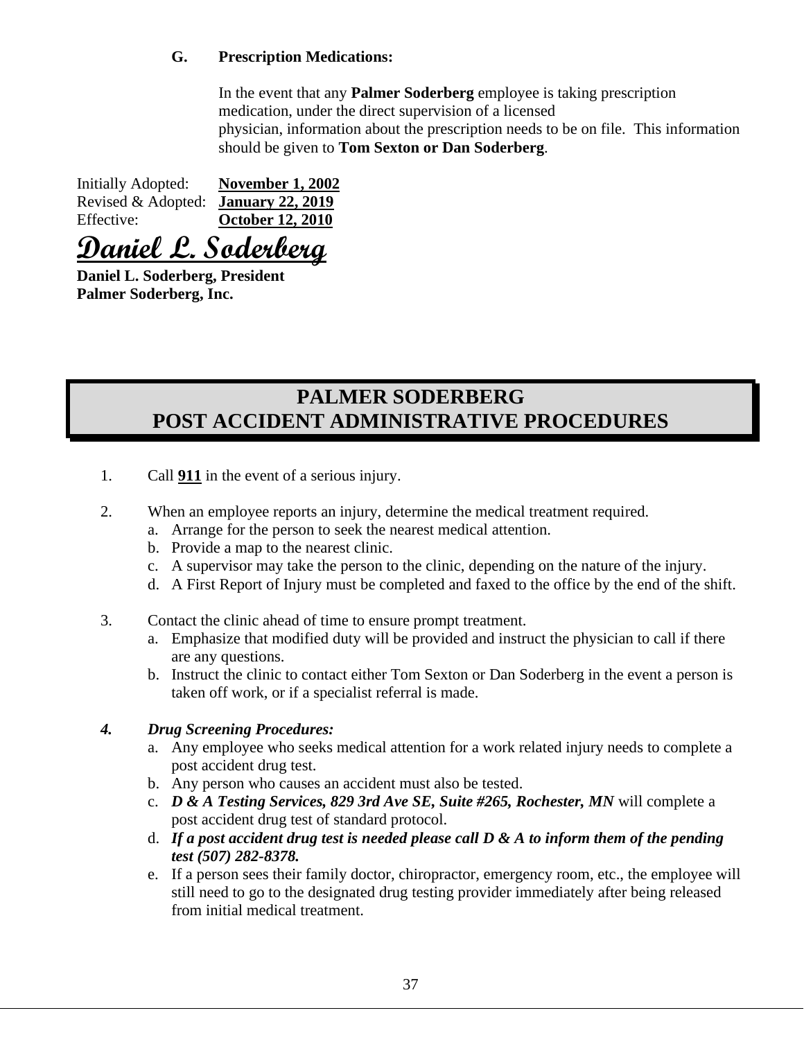**G. Prescription Medications:**

In the event that any **Palmer Soderberg** employee is taking prescription medication, under the direct supervision of a licensed physician, information about the prescription needs to be on file. This information should be given to **Tom Sexton or Dan Soderberg**.

Initially Adopted: **November 1, 2002**
Revised & Adopted: **January 22, 2019**
Effective: **October 12, 2010**

*Daniel L. Soderberg*

**Daniel L. Soderberg, President**
**Palmer Soderberg, Inc.**

# PALMER SODERBERG POST ACCIDENT ADMINISTRATIVE PROCEDURES

1. Call **911** in the event of a serious injury.

2. When an employee reports an injury, determine the medical treatment required.
   a. Arrange for the person to seek the nearest medical attention.
   b. Provide a map to the nearest clinic.
   c. A supervisor may take the person to the clinic, depending on the nature of the injury.
   d. A First Report of Injury must be completed and faxed to the office by the end of the shift.

3. Contact the clinic ahead of time to ensure prompt treatment.
   a. Emphasize that modified duty will be provided and instruct the physician to call if there are any questions.
   b. Instruct the clinic to contact either Tom Sexton or Dan Soderberg in the event a person is taken off work, or if a specialist referral is made.

4. ***Drug Screening Procedures:***
   a. Any employee who seeks medical attention for a work related injury needs to complete a post accident drug test.
   b. Any person who causes an accident must also be tested.
   c. ***D & A Testing Services, 829 3rd Ave SE, Suite #265, Rochester, MN*** will complete a post accident drug test of standard protocol.
   d. ***If a post accident drug test is needed please call D & A to inform them of the pending test (507) 282-8378.***
   e. If a person sees their family doctor, chiropractor, emergency room, etc., the employee will still need to go to the designated drug testing provider immediately after being released from initial medical treatment.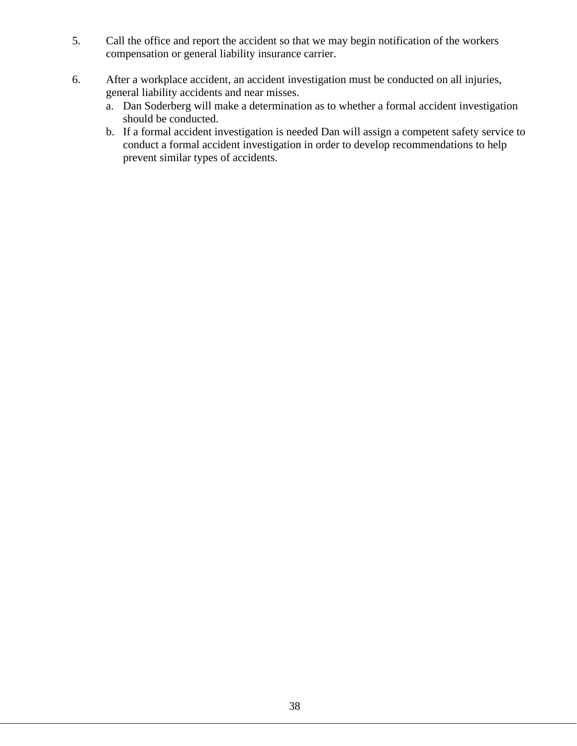5. Call the office and report the accident so that we may begin notification of the workers compensation or general liability insurance carrier.

6. After a workplace accident, an accident investigation must be conducted on all injuries, general liability accidents and near misses.
   a. Dan Soderberg will make a determination as to whether a formal accident investigation should be conducted.
   b. If a formal accident investigation is needed Dan will assign a competent safety service to conduct a formal accident investigation in order to develop recommendations to help prevent similar types of accidents.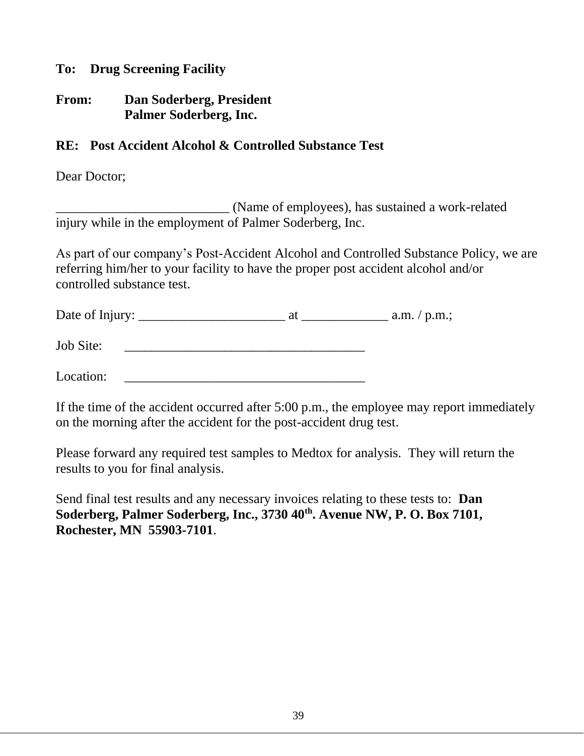**To: Drug Screening Facility**

**From: Dan Soderberg, President**
**Palmer Soderberg, Inc.**

**RE: Post Accident Alcohol & Controlled Substance Test**

Dear Doctor;

__________________________ (Name of employees), has sustained a work-related injury while in the employment of Palmer Soderberg, Inc.

As part of our company's Post-Accident Alcohol and Controlled Substance Policy, we are referring him/her to your facility to have the proper post accident alcohol and/or controlled substance test.

Date of Injury: ______________________ at _____________ a.m. / p.m.;

Job Site: _____________________________________

Location: _____________________________________

If the time of the accident occurred after 5:00 p.m., the employee may report immediately on the morning after the accident for the post-accident drug test.

Please forward any required test samples to Medtox for analysis. They will return the results to you for final analysis.

Send final test results and any necessary invoices relating to these tests to: **Dan Soderberg, Palmer Soderberg, Inc., 3730 40th. Avenue NW, P. O. Box 7101, Rochester, MN 55903-7101**.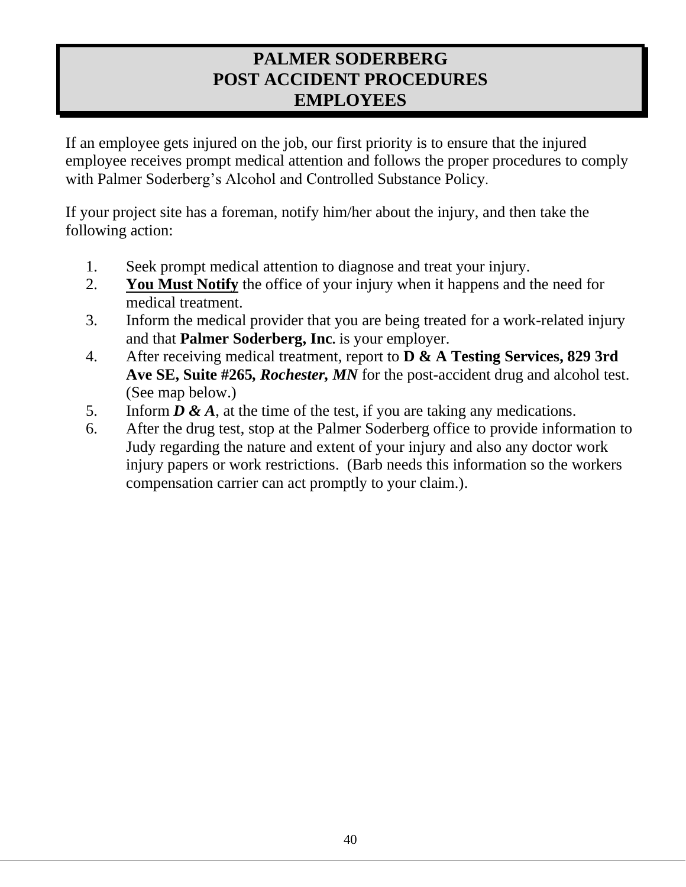# PALMER SODERBERG
# POST ACCIDENT PROCEDURES
# EMPLOYEES

If an employee gets injured on the job, our first priority is to ensure that the injured employee receives prompt medical attention and follows the proper procedures to comply with Palmer Soderberg's Alcohol and Controlled Substance Policy.

If your project site has a foreman, notify him/her about the injury, and then take the following action:

1. Seek prompt medical attention to diagnose and treat your injury.
2. <u>**You Must Notify**</u> the office of your injury when it happens and the need for medical treatment.
3. Inform the medical provider that you are being treated for a work-related injury and that **Palmer Soderberg, Inc.** is your employer.
4. After receiving medical treatment, report to **D & A Testing Services, 829 3rd Ave SE, Suite #265, *Rochester, MN*** for the post-accident drug and alcohol test. (See map below.)
5. Inform ***D & A***, at the time of the test, if you are taking any medications.
6. After the drug test, stop at the Palmer Soderberg office to provide information to Judy regarding the nature and extent of your injury and also any doctor work injury papers or work restrictions. (Barb needs this information so the workers compensation carrier can act promptly to your claim.).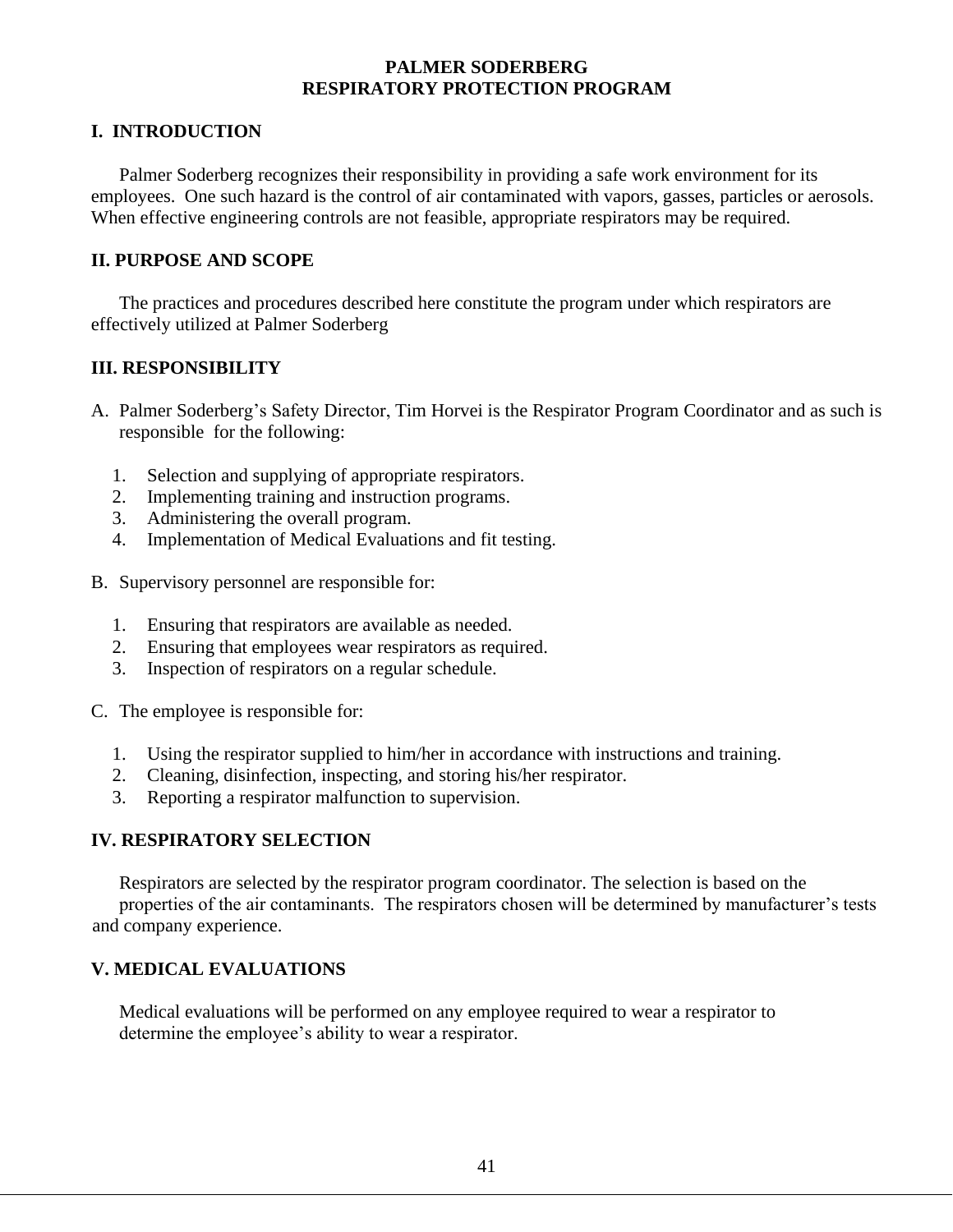# PALMER SODERBERG
# RESPIRATORY PROTECTION PROGRAM

## I. INTRODUCTION

Palmer Soderberg recognizes their responsibility in providing a safe work environment for its employees. One such hazard is the control of air contaminated with vapors, gasses, particles or aerosols. When effective engineering controls are not feasible, appropriate respirators may be required.

## II. PURPOSE AND SCOPE

The practices and procedures described here constitute the program under which respirators are effectively utilized at Palmer Soderberg

## III. RESPONSIBILITY

A. Palmer Soderberg's Safety Director, Tim Horvei is the Respirator Program Coordinator and as such is responsible for the following:

   1. Selection and supplying of appropriate respirators.
   2. Implementing training and instruction programs.
   3. Administering the overall program.
   4. Implementation of Medical Evaluations and fit testing.

B. Supervisory personnel are responsible for:

   1. Ensuring that respirators are available as needed.
   2. Ensuring that employees wear respirators as required.
   3. Inspection of respirators on a regular schedule.

C. The employee is responsible for:

   1. Using the respirator supplied to him/her in accordance with instructions and training.
   2. Cleaning, disinfection, inspecting, and storing his/her respirator.
   3. Reporting a respirator malfunction to supervision.

## IV. RESPIRATORY SELECTION

Respirators are selected by the respirator program coordinator. The selection is based on the properties of the air contaminants. The respirators chosen will be determined by manufacturer's tests and company experience.

## V. MEDICAL EVALUATIONS

Medical evaluations will be performed on any employee required to wear a respirator to determine the employee's ability to wear a respirator.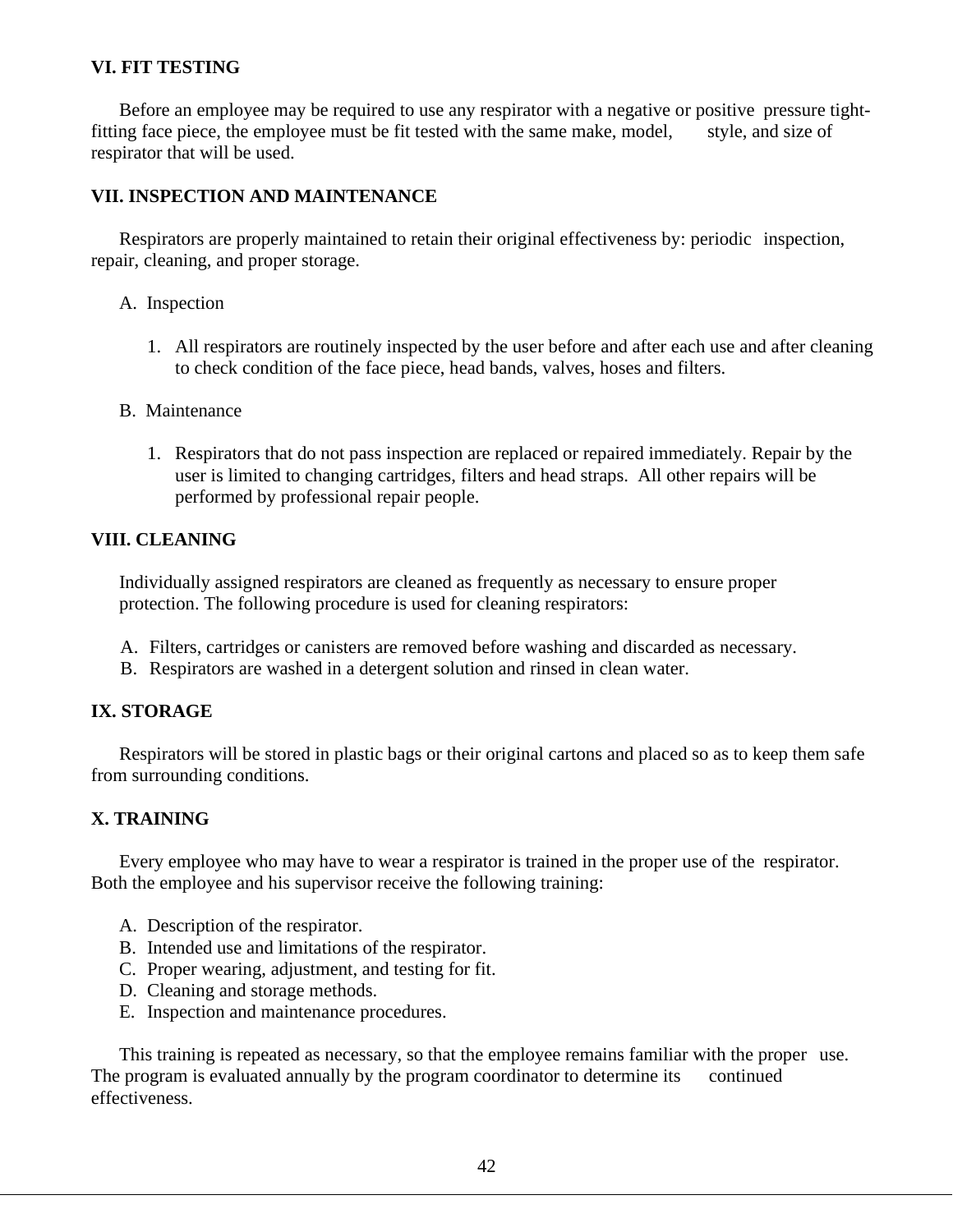## VI. FIT TESTING

Before an employee may be required to use any respirator with a negative or positive pressure tight-fitting face piece, the employee must be fit tested with the same make, model, style, and size of respirator that will be used.

## VII. INSPECTION AND MAINTENANCE

Respirators are properly maintained to retain their original effectiveness by: periodic inspection, repair, cleaning, and proper storage.

A. Inspection

1. All respirators are routinely inspected by the user before and after each use and after cleaning to check condition of the face piece, head bands, valves, hoses and filters.

B. Maintenance

1. Respirators that do not pass inspection are replaced or repaired immediately. Repair by the user is limited to changing cartridges, filters and head straps. All other repairs will be performed by professional repair people.

## VIII. CLEANING

Individually assigned respirators are cleaned as frequently as necessary to ensure proper protection. The following procedure is used for cleaning respirators:

A. Filters, cartridges or canisters are removed before washing and discarded as necessary.
B. Respirators are washed in a detergent solution and rinsed in clean water.

## IX. STORAGE

Respirators will be stored in plastic bags or their original cartons and placed so as to keep them safe from surrounding conditions.

## X. TRAINING

Every employee who may have to wear a respirator is trained in the proper use of the respirator. Both the employee and his supervisor receive the following training:

A. Description of the respirator.
B. Intended use and limitations of the respirator.
C. Proper wearing, adjustment, and testing for fit.
D. Cleaning and storage methods.
E. Inspection and maintenance procedures.

This training is repeated as necessary, so that the employee remains familiar with the proper use. The program is evaluated annually by the program coordinator to determine its continued effectiveness.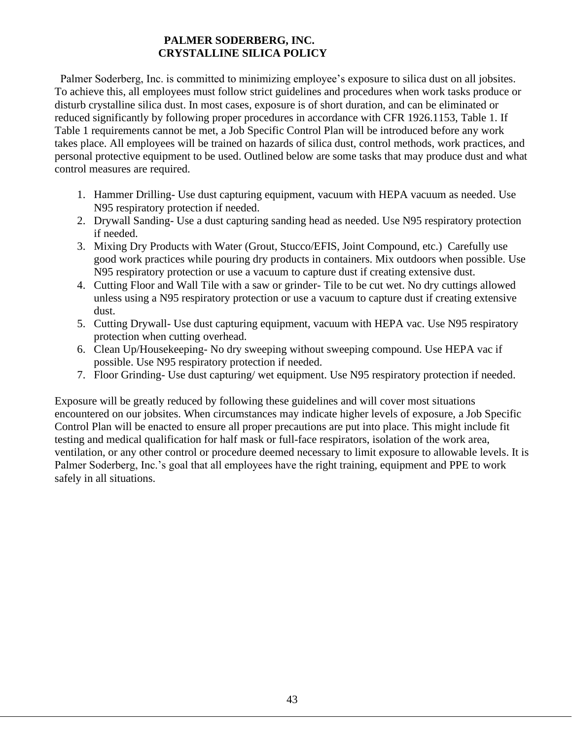# PALMER SODERBERG, INC.
## CRYSTALLINE SILICA POLICY

Palmer Soderberg, Inc. is committed to minimizing employee's exposure to silica dust on all jobsites. To achieve this, all employees must follow strict guidelines and procedures when work tasks produce or disturb crystalline silica dust. In most cases, exposure is of short duration, and can be eliminated or reduced significantly by following proper procedures in accordance with CFR 1926.1153, Table 1. If Table 1 requirements cannot be met, a Job Specific Control Plan will be introduced before any work takes place. All employees will be trained on hazards of silica dust, control methods, work practices, and personal protective equipment to be used. Outlined below are some tasks that may produce dust and what control measures are required.

1. Hammer Drilling- Use dust capturing equipment, vacuum with HEPA vacuum as needed. Use N95 respiratory protection if needed.
2. Drywall Sanding- Use a dust capturing sanding head as needed. Use N95 respiratory protection if needed.
3. Mixing Dry Products with Water (Grout, Stucco/EFIS, Joint Compound, etc.) Carefully use good work practices while pouring dry products in containers. Mix outdoors when possible. Use N95 respiratory protection or use a vacuum to capture dust if creating extensive dust.
4. Cutting Floor and Wall Tile with a saw or grinder- Tile to be cut wet. No dry cuttings allowed unless using a N95 respiratory protection or use a vacuum to capture dust if creating extensive dust.
5. Cutting Drywall- Use dust capturing equipment, vacuum with HEPA vac. Use N95 respiratory protection when cutting overhead.
6. Clean Up/Housekeeping- No dry sweeping without sweeping compound. Use HEPA vac if possible. Use N95 respiratory protection if needed.
7. Floor Grinding- Use dust capturing/ wet equipment. Use N95 respiratory protection if needed.

Exposure will be greatly reduced by following these guidelines and will cover most situations encountered on our jobsites. When circumstances may indicate higher levels of exposure, a Job Specific Control Plan will be enacted to ensure all proper precautions are put into place. This might include fit testing and medical qualification for half mask or full-face respirators, isolation of the work area, ventilation, or any other control or procedure deemed necessary to limit exposure to allowable levels. It is Palmer Soderberg, Inc.'s goal that all employees have the right training, equipment and PPE to work safely in all situations.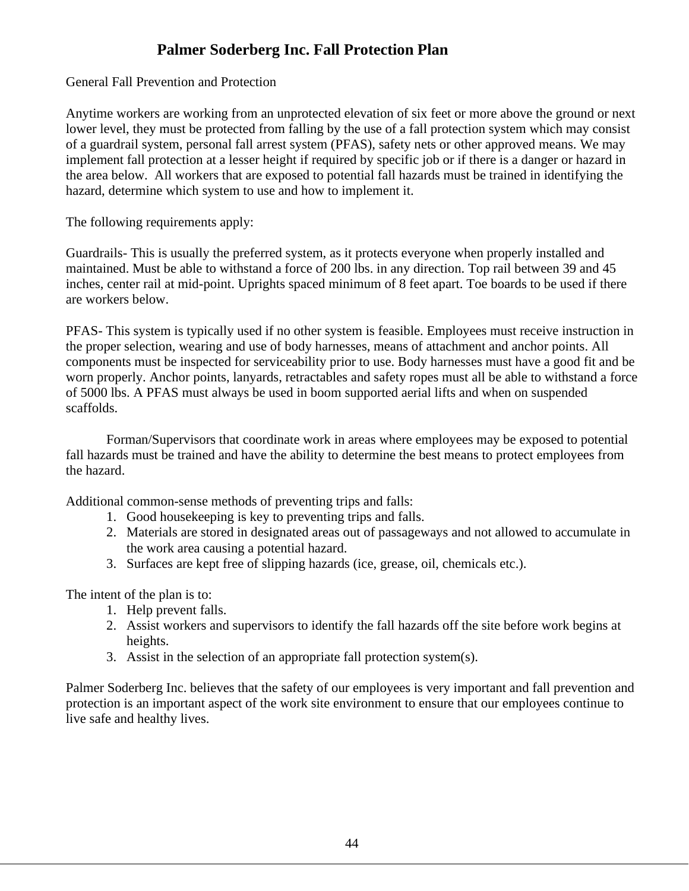# Palmer Soderberg Inc. Fall Protection Plan

General Fall Prevention and Protection

Anytime workers are working from an unprotected elevation of six feet or more above the ground or next lower level, they must be protected from falling by the use of a fall protection system which may consist of a guardrail system, personal fall arrest system (PFAS), safety nets or other approved means. We may implement fall protection at a lesser height if required by specific job or if there is a danger or hazard in the area below. All workers that are exposed to potential fall hazards must be trained in identifying the hazard, determine which system to use and how to implement it.

The following requirements apply:

Guardrails- This is usually the preferred system, as it protects everyone when properly installed and maintained. Must be able to withstand a force of 200 lbs. in any direction. Top rail between 39 and 45 inches, center rail at mid-point. Uprights spaced minimum of 8 feet apart. Toe boards to be used if there are workers below.

PFAS- This system is typically used if no other system is feasible. Employees must receive instruction in the proper selection, wearing and use of body harnesses, means of attachment and anchor points. All components must be inspected for serviceability prior to use. Body harnesses must have a good fit and be worn properly. Anchor points, lanyards, retractables and safety ropes must all be able to withstand a force of 5000 lbs. A PFAS must always be used in boom supported aerial lifts and when on suspended scaffolds.

Forman/Supervisors that coordinate work in areas where employees may be exposed to potential fall hazards must be trained and have the ability to determine the best means to protect employees from the hazard.

Additional common-sense methods of preventing trips and falls:

1. Good housekeeping is key to preventing trips and falls.
2. Materials are stored in designated areas out of passageways and not allowed to accumulate in the work area causing a potential hazard.
3. Surfaces are kept free of slipping hazards (ice, grease, oil, chemicals etc.).

The intent of the plan is to:

1. Help prevent falls.
2. Assist workers and supervisors to identify the fall hazards off the site before work begins at heights.
3. Assist in the selection of an appropriate fall protection system(s).

Palmer Soderberg Inc. believes that the safety of our employees is very important and fall prevention and protection is an important aspect of the work site environment to ensure that our employees continue to live safe and healthy lives.